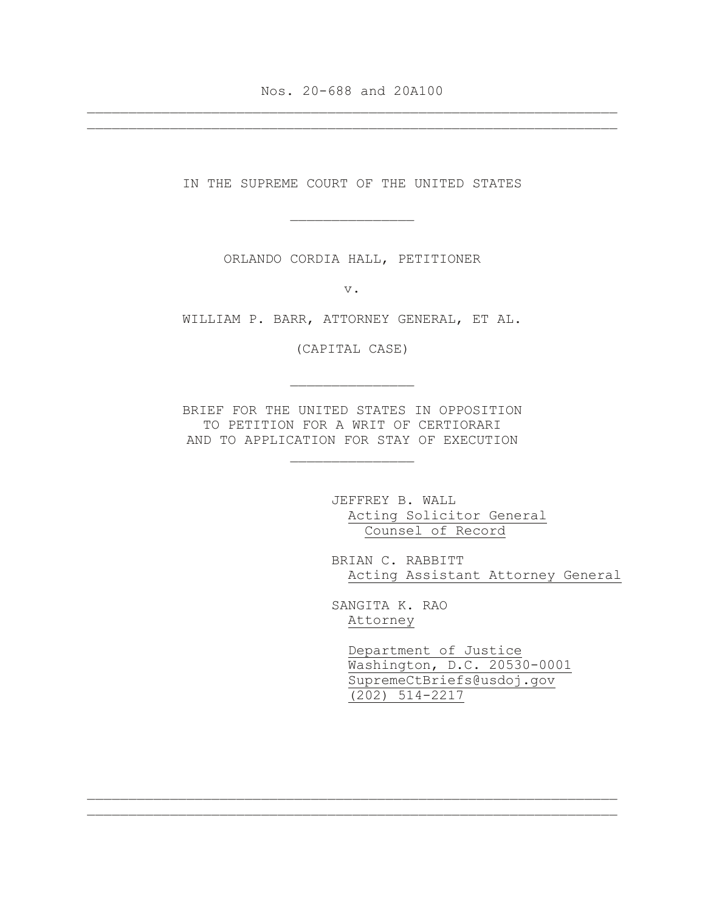Nos. 20-688 and 20A100

---

IN THE SUPREME COURT OF THE UNITED STATES

---

ORLANDO CORDIA HALL, PETITIONER

v.

WILLIAM P. BARR, ATTORNEY GENERAL, ET AL.

(CAPITAL CASE)

---

BRIEF FOR THE UNITED STATES IN OPPOSITION
TO PETITION FOR A WRIT OF CERTIORARI
AND TO APPLICATION FOR STAY OF EXECUTION

---

JEFFREY B. WALL
Acting Solicitor General
Counsel of Record

BRIAN C. RABBITT
Acting Assistant Attorney General

SANGITA K. RAO
Attorney

Department of Justice
Washington, D.C. 20530-0001
SupremeCtBriefs@usdoj.gov
(202) 514-2217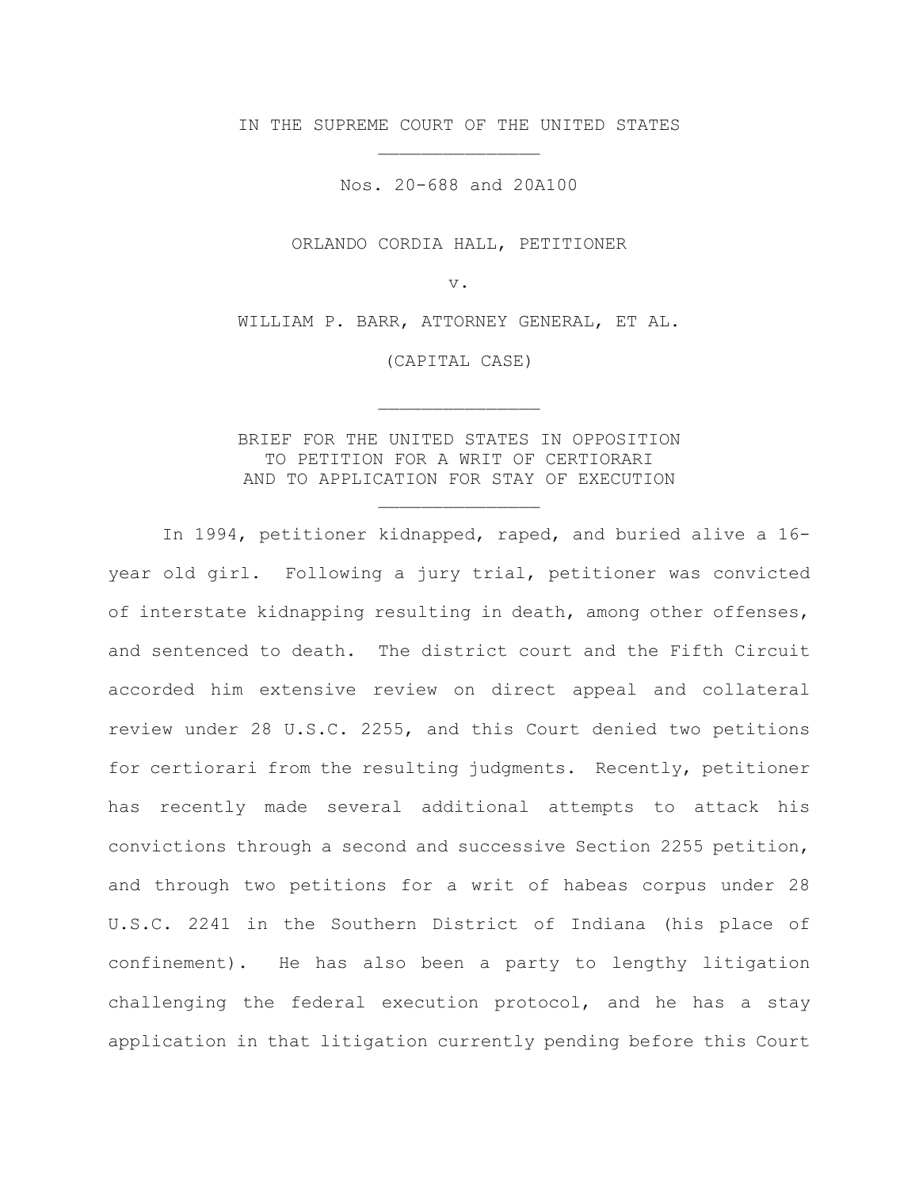IN THE SUPREME COURT OF THE UNITED STATES

Nos. 20-688 and 20A100

ORLANDO CORDIA HALL, PETITIONER

v.

WILLIAM P. BARR, ATTORNEY GENERAL, ET AL.

(CAPITAL CASE)

BRIEF FOR THE UNITED STATES IN OPPOSITION
TO PETITION FOR A WRIT OF CERTIORARI
AND TO APPLICATION FOR STAY OF EXECUTION

In 1994, petitioner kidnapped, raped, and buried alive a 16-year old girl. Following a jury trial, petitioner was convicted of interstate kidnapping resulting in death, among other offenses, and sentenced to death. The district court and the Fifth Circuit accorded him extensive review on direct appeal and collateral review under 28 U.S.C. 2255, and this Court denied two petitions for certiorari from the resulting judgments. Recently, petitioner has recently made several additional attempts to attack his convictions through a second and successive Section 2255 petition, and through two petitions for a writ of habeas corpus under 28 U.S.C. 2241 in the Southern District of Indiana (his place of confinement). He has also been a party to lengthy litigation challenging the federal execution protocol, and he has a stay application in that litigation currently pending before this Court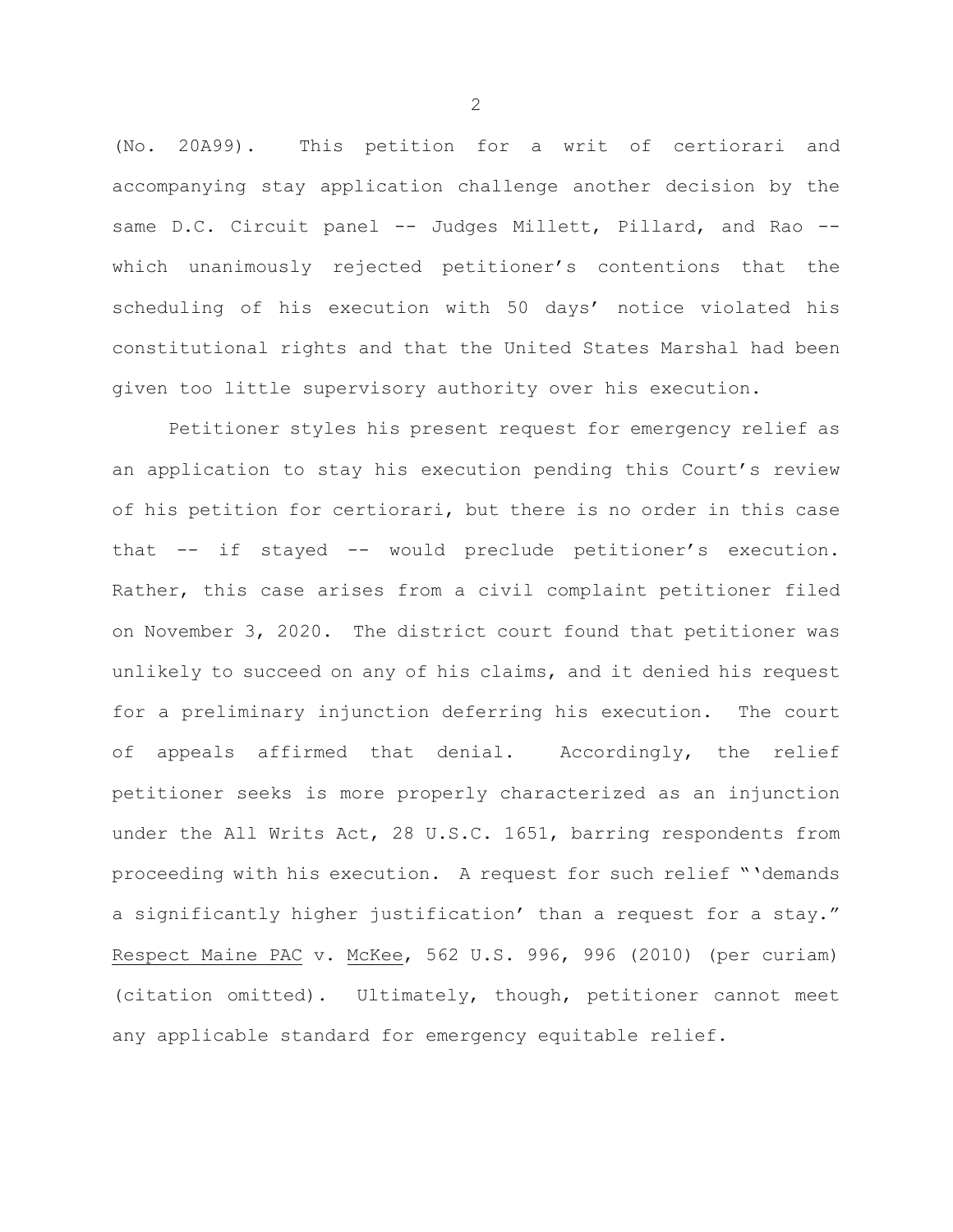(No. 20A99). This petition for a writ of certiorari and accompanying stay application challenge another decision by the same D.C. Circuit panel -- Judges Millett, Pillard, and Rao -- which unanimously rejected petitioner's contentions that the scheduling of his execution with 50 days' notice violated his constitutional rights and that the United States Marshal had been given too little supervisory authority over his execution.

Petitioner styles his present request for emergency relief as an application to stay his execution pending this Court's review of his petition for certiorari, but there is no order in this case that -- if stayed -- would preclude petitioner's execution. Rather, this case arises from a civil complaint petitioner filed on November 3, 2020. The district court found that petitioner was unlikely to succeed on any of his claims, and it denied his request for a preliminary injunction deferring his execution. The court of appeals affirmed that denial. Accordingly, the relief petitioner seeks is more properly characterized as an injunction under the All Writs Act, 28 U.S.C. 1651, barring respondents from proceeding with his execution. A request for such relief "'demands a significantly higher justification' than a request for a stay." Respect Maine PAC v. McKee, 562 U.S. 996, 996 (2010) (per curiam) (citation omitted). Ultimately, though, petitioner cannot meet any applicable standard for emergency equitable relief.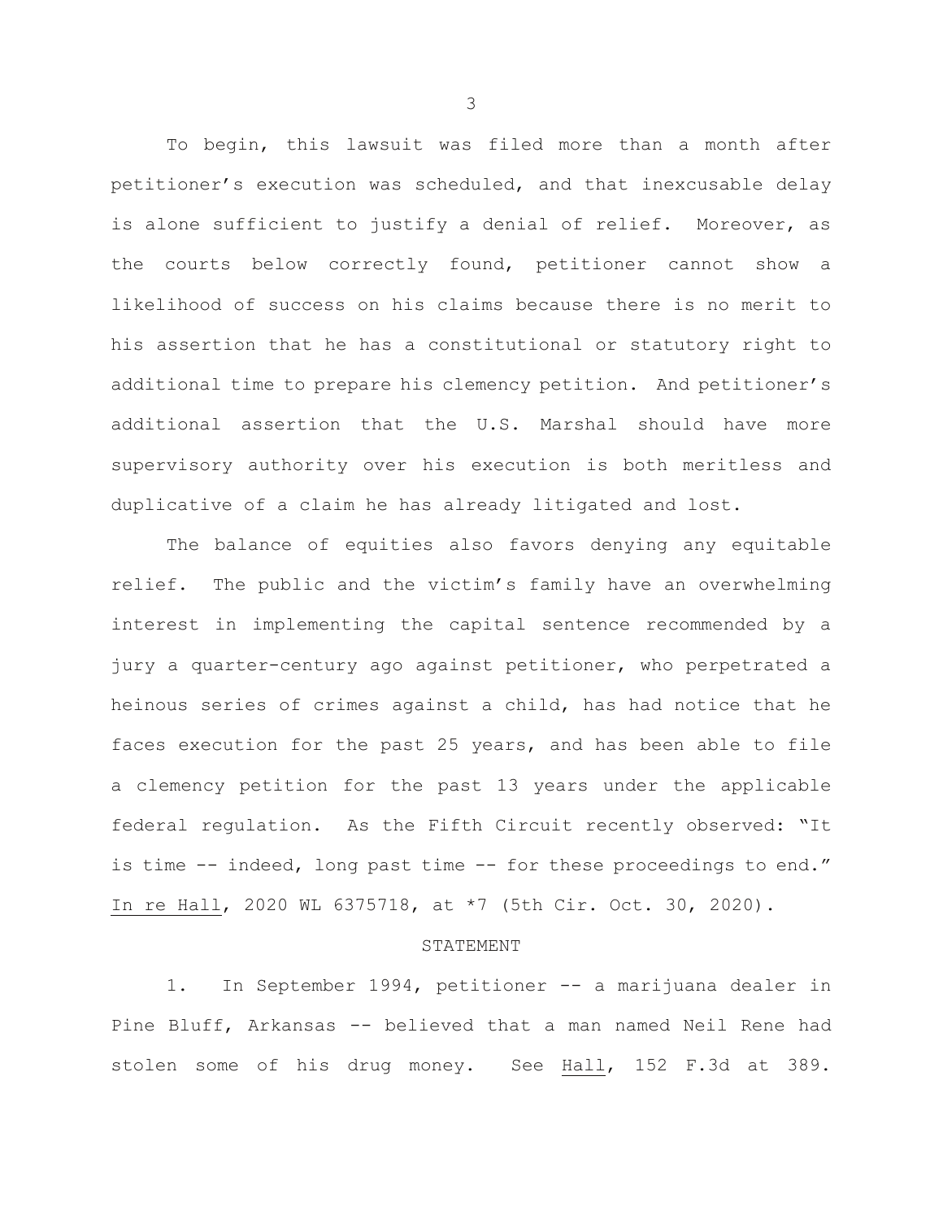To begin, this lawsuit was filed more than a month after petitioner's execution was scheduled, and that inexcusable delay is alone sufficient to justify a denial of relief. Moreover, as the courts below correctly found, petitioner cannot show a likelihood of success on his claims because there is no merit to his assertion that he has a constitutional or statutory right to additional time to prepare his clemency petition. And petitioner's additional assertion that the U.S. Marshal should have more supervisory authority over his execution is both meritless and duplicative of a claim he has already litigated and lost.

The balance of equities also favors denying any equitable relief. The public and the victim's family have an overwhelming interest in implementing the capital sentence recommended by a jury a quarter-century ago against petitioner, who perpetrated a heinous series of crimes against a child, has had notice that he faces execution for the past 25 years, and has been able to file a clemency petition for the past 13 years under the applicable federal regulation. As the Fifth Circuit recently observed: "It is time -- indeed, long past time -- for these proceedings to end." In re Hall, 2020 WL 6375718, at *7 (5th Cir. Oct. 30, 2020).

## STATEMENT

1. In September 1994, petitioner -- a marijuana dealer in Pine Bluff, Arkansas -- believed that a man named Neil Rene had stolen some of his drug money. See Hall, 152 F.3d at 389.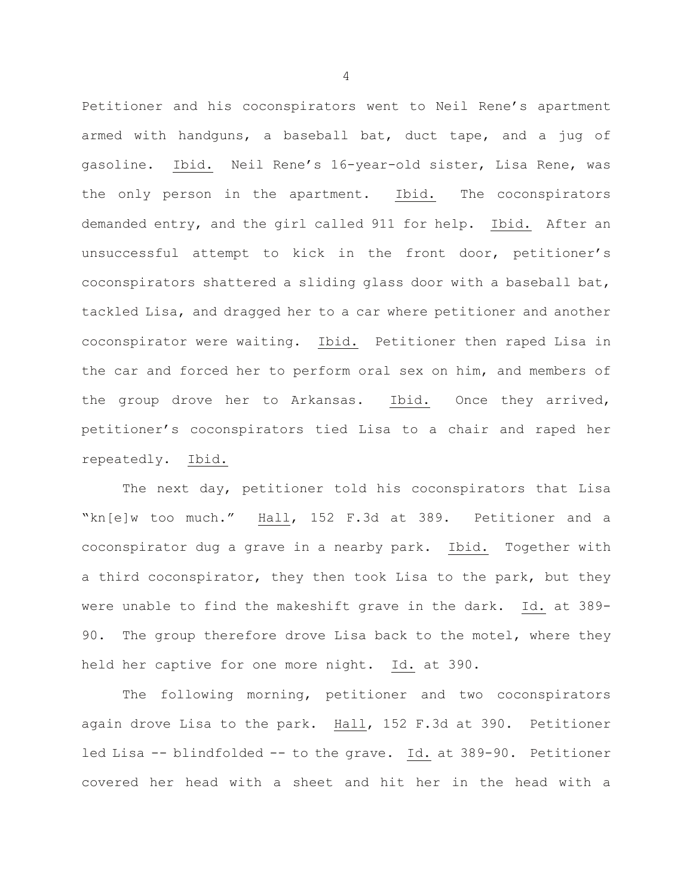Petitioner and his coconspirators went to Neil Rene's apartment armed with handguns, a baseball bat, duct tape, and a jug of gasoline. Ibid. Neil Rene's 16-year-old sister, Lisa Rene, was the only person in the apartment. Ibid. The coconspirators demanded entry, and the girl called 911 for help. Ibid. After an unsuccessful attempt to kick in the front door, petitioner's coconspirators shattered a sliding glass door with a baseball bat, tackled Lisa, and dragged her to a car where petitioner and another coconspirator were waiting. Ibid. Petitioner then raped Lisa in the car and forced her to perform oral sex on him, and members of the group drove her to Arkansas. Ibid. Once they arrived, petitioner's coconspirators tied Lisa to a chair and raped her repeatedly. Ibid.

The next day, petitioner told his coconspirators that Lisa "kn[e]w too much." Hall, 152 F.3d at 389. Petitioner and a coconspirator dug a grave in a nearby park. Ibid. Together with a third coconspirator, they then took Lisa to the park, but they were unable to find the makeshift grave in the dark. Id. at 389-90. The group therefore drove Lisa back to the motel, where they held her captive for one more night. Id. at 390.

The following morning, petitioner and two coconspirators again drove Lisa to the park. Hall, 152 F.3d at 390. Petitioner led Lisa -- blindfolded -- to the grave. Id. at 389-90. Petitioner covered her head with a sheet and hit her in the head with a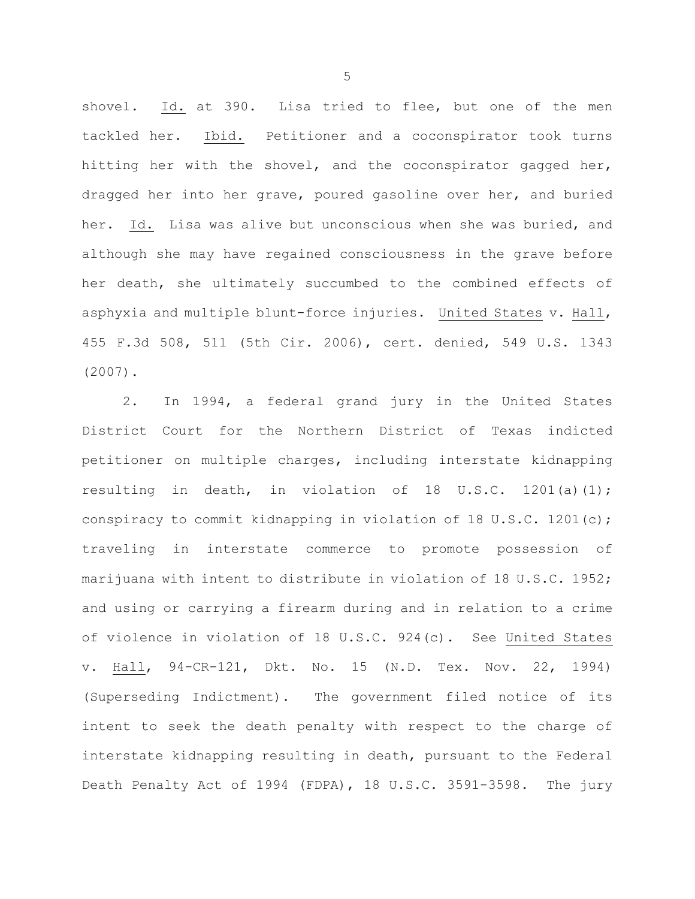shovel. Id. at 390. Lisa tried to flee, but one of the men tackled her. Ibid. Petitioner and a coconspirator took turns hitting her with the shovel, and the coconspirator gagged her, dragged her into her grave, poured gasoline over her, and buried her. Id. Lisa was alive but unconscious when she was buried, and although she may have regained consciousness in the grave before her death, she ultimately succumbed to the combined effects of asphyxia and multiple blunt-force injuries. United States v. Hall, 455 F.3d 508, 511 (5th Cir. 2006), cert. denied, 549 U.S. 1343 (2007).

2. In 1994, a federal grand jury in the United States District Court for the Northern District of Texas indicted petitioner on multiple charges, including interstate kidnapping resulting in death, in violation of 18 U.S.C. 1201(a)(1); conspiracy to commit kidnapping in violation of 18 U.S.C. 1201(c); traveling in interstate commerce to promote possession of marijuana with intent to distribute in violation of 18 U.S.C. 1952; and using or carrying a firearm during and in relation to a crime of violence in violation of 18 U.S.C. 924(c). See United States v. Hall, 94-CR-121, Dkt. No. 15 (N.D. Tex. Nov. 22, 1994) (Superseding Indictment). The government filed notice of its intent to seek the death penalty with respect to the charge of interstate kidnapping resulting in death, pursuant to the Federal Death Penalty Act of 1994 (FDPA), 18 U.S.C. 3591-3598. The jury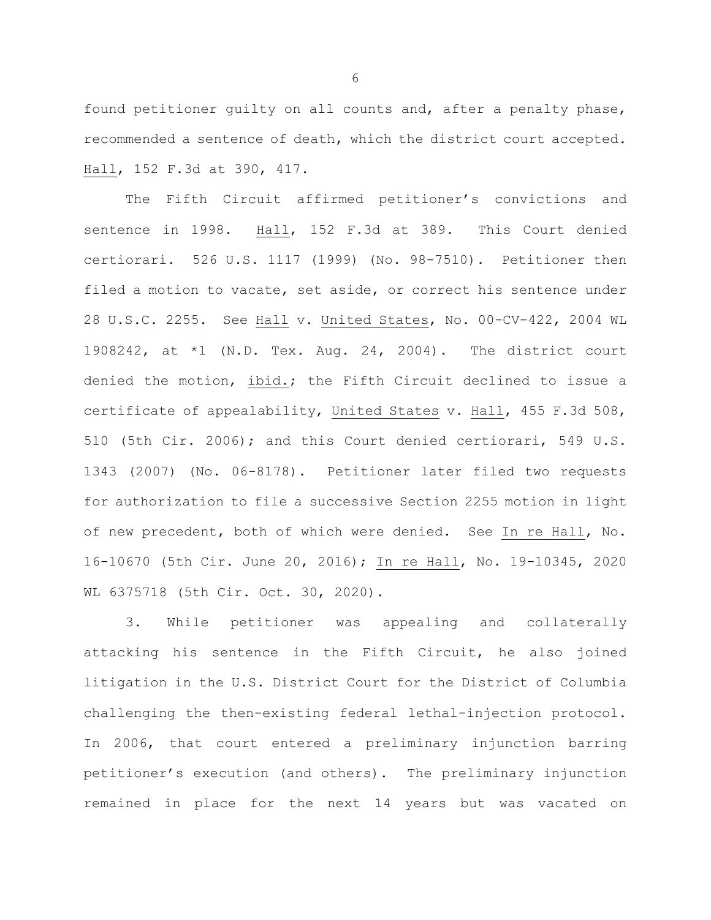found petitioner guilty on all counts and, after a penalty phase, recommended a sentence of death, which the district court accepted. Hall, 152 F.3d at 390, 417.

The Fifth Circuit affirmed petitioner's convictions and sentence in 1998. Hall, 152 F.3d at 389. This Court denied certiorari. 526 U.S. 1117 (1999) (No. 98-7510). Petitioner then filed a motion to vacate, set aside, or correct his sentence under 28 U.S.C. 2255. See Hall v. United States, No. 00-CV-422, 2004 WL 1908242, at *1 (N.D. Tex. Aug. 24, 2004). The district court denied the motion, ibid.; the Fifth Circuit declined to issue a certificate of appealability, United States v. Hall, 455 F.3d 508, 510 (5th Cir. 2006); and this Court denied certiorari, 549 U.S. 1343 (2007) (No. 06-8178). Petitioner later filed two requests for authorization to file a successive Section 2255 motion in light of new precedent, both of which were denied. See In re Hall, No. 16-10670 (5th Cir. June 20, 2016); In re Hall, No. 19-10345, 2020 WL 6375718 (5th Cir. Oct. 30, 2020).

3. While petitioner was appealing and collaterally attacking his sentence in the Fifth Circuit, he also joined litigation in the U.S. District Court for the District of Columbia challenging the then-existing federal lethal-injection protocol. In 2006, that court entered a preliminary injunction barring petitioner's execution (and others). The preliminary injunction remained in place for the next 14 years but was vacated on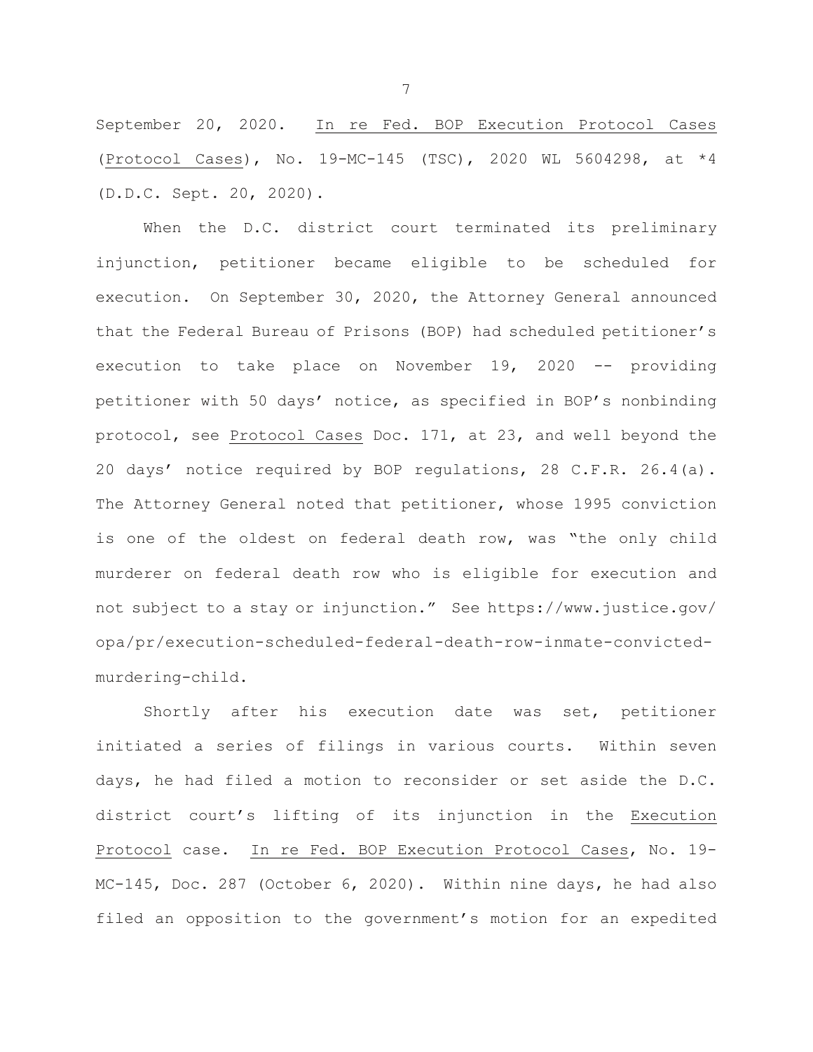September 20, 2020. In re Fed. BOP Execution Protocol Cases (Protocol Cases), No. 19-MC-145 (TSC), 2020 WL 5604298, at *4 (D.D.C. Sept. 20, 2020).

When the D.C. district court terminated its preliminary injunction, petitioner became eligible to be scheduled for execution. On September 30, 2020, the Attorney General announced that the Federal Bureau of Prisons (BOP) had scheduled petitioner's execution to take place on November 19, 2020 -- providing petitioner with 50 days' notice, as specified in BOP's nonbinding protocol, see Protocol Cases Doc. 171, at 23, and well beyond the 20 days' notice required by BOP regulations, 28 C.F.R. 26.4(a). The Attorney General noted that petitioner, whose 1995 conviction is one of the oldest on federal death row, was "the only child murderer on federal death row who is eligible for execution and not subject to a stay or injunction." See https://www.justice.gov/opa/pr/execution-scheduled-federal-death-row-inmate-convicted-murdering-child.

Shortly after his execution date was set, petitioner initiated a series of filings in various courts. Within seven days, he had filed a motion to reconsider or set aside the D.C. district court's lifting of its injunction in the Execution Protocol case. In re Fed. BOP Execution Protocol Cases, No. 19-MC-145, Doc. 287 (October 6, 2020). Within nine days, he had also filed an opposition to the government's motion for an expedited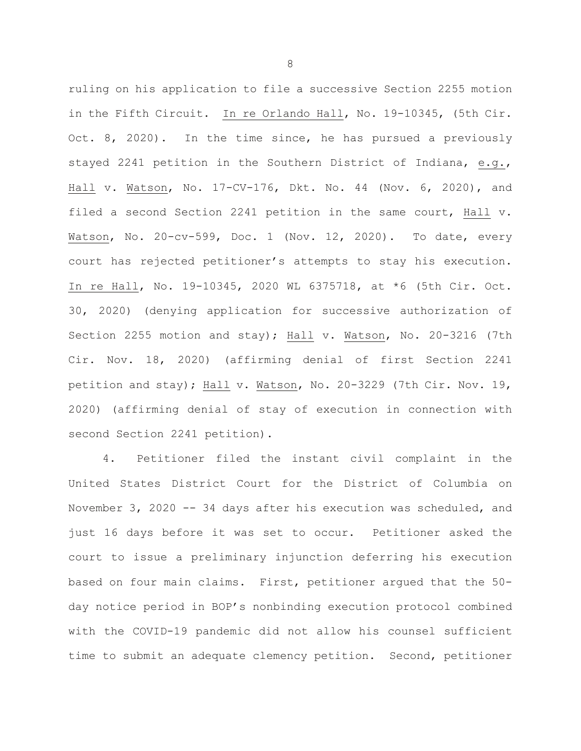ruling on his application to file a successive Section 2255 motion in the Fifth Circuit. In re Orlando Hall, No. 19-10345, (5th Cir. Oct. 8, 2020). In the time since, he has pursued a previously stayed 2241 petition in the Southern District of Indiana, e.g., Hall v. Watson, No. 17-CV-176, Dkt. No. 44 (Nov. 6, 2020), and filed a second Section 2241 petition in the same court, Hall v. Watson, No. 20-cv-599, Doc. 1 (Nov. 12, 2020). To date, every court has rejected petitioner's attempts to stay his execution. In re Hall, No. 19-10345, 2020 WL 6375718, at *6 (5th Cir. Oct. 30, 2020) (denying application for successive authorization of Section 2255 motion and stay); Hall v. Watson, No. 20-3216 (7th Cir. Nov. 18, 2020) (affirming denial of first Section 2241 petition and stay); Hall v. Watson, No. 20-3229 (7th Cir. Nov. 19, 2020) (affirming denial of stay of execution in connection with second Section 2241 petition).

4. Petitioner filed the instant civil complaint in the United States District Court for the District of Columbia on November 3, 2020 -- 34 days after his execution was scheduled, and just 16 days before it was set to occur. Petitioner asked the court to issue a preliminary injunction deferring his execution based on four main claims. First, petitioner argued that the 50-day notice period in BOP's nonbinding execution protocol combined with the COVID-19 pandemic did not allow his counsel sufficient time to submit an adequate clemency petition. Second, petitioner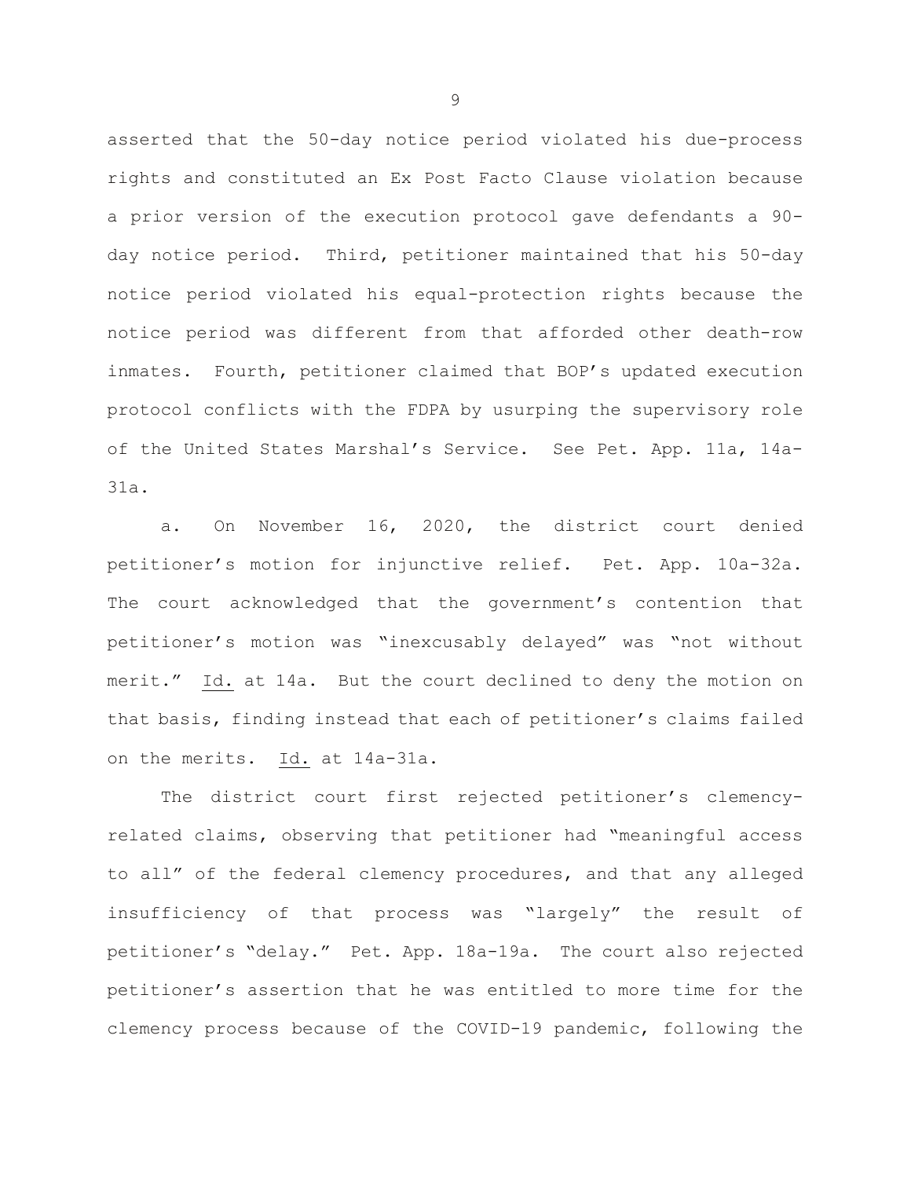asserted that the 50-day notice period violated his due-process rights and constituted an Ex Post Facto Clause violation because a prior version of the execution protocol gave defendants a 90-day notice period. Third, petitioner maintained that his 50-day notice period violated his equal-protection rights because the notice period was different from that afforded other death-row inmates. Fourth, petitioner claimed that BOP's updated execution protocol conflicts with the FDPA by usurping the supervisory role of the United States Marshal's Service. See Pet. App. 11a, 14a-31a.

a. On November 16, 2020, the district court denied petitioner's motion for injunctive relief. Pet. App. 10a-32a. The court acknowledged that the government's contention that petitioner's motion was "inexcusably delayed" was "not without merit." Id. at 14a. But the court declined to deny the motion on that basis, finding instead that each of petitioner's claims failed on the merits. Id. at 14a-31a.

The district court first rejected petitioner's clemency-related claims, observing that petitioner had "meaningful access to all" of the federal clemency procedures, and that any alleged insufficiency of that process was "largely" the result of petitioner's "delay." Pet. App. 18a-19a. The court also rejected petitioner's assertion that he was entitled to more time for the clemency process because of the COVID-19 pandemic, following the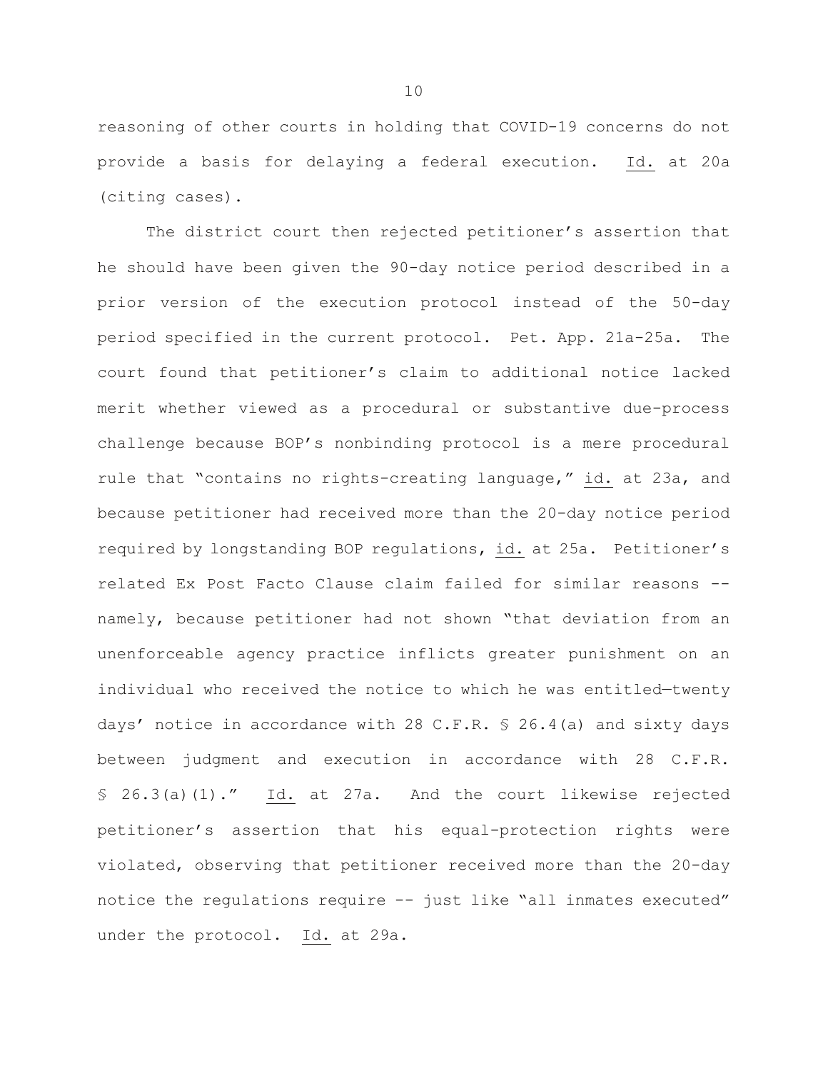reasoning of other courts in holding that COVID-19 concerns do not provide a basis for delaying a federal execution. Id. at 20a (citing cases).

The district court then rejected petitioner's assertion that he should have been given the 90-day notice period described in a prior version of the execution protocol instead of the 50-day period specified in the current protocol. Pet. App. 21a-25a. The court found that petitioner's claim to additional notice lacked merit whether viewed as a procedural or substantive due-process challenge because BOP's nonbinding protocol is a mere procedural rule that "contains no rights-creating language," id. at 23a, and because petitioner had received more than the 20-day notice period required by longstanding BOP regulations, id. at 25a. Petitioner's related Ex Post Facto Clause claim failed for similar reasons -- namely, because petitioner had not shown "that deviation from an unenforceable agency practice inflicts greater punishment on an individual who received the notice to which he was entitled—twenty days' notice in accordance with 28 C.F.R. § 26.4(a) and sixty days between judgment and execution in accordance with 28 C.F.R. § 26.3(a)(1)." Id. at 27a. And the court likewise rejected petitioner's assertion that his equal-protection rights were violated, observing that petitioner received more than the 20-day notice the regulations require -- just like "all inmates executed" under the protocol. Id. at 29a.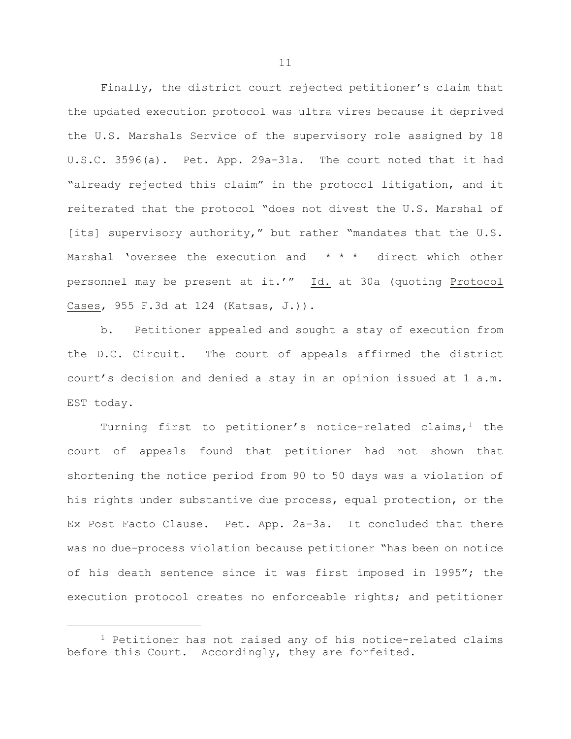Finally, the district court rejected petitioner's claim that the updated execution protocol was ultra vires because it deprived the U.S. Marshals Service of the supervisory role assigned by 18 U.S.C. 3596(a). Pet. App. 29a-31a. The court noted that it had "already rejected this claim" in the protocol litigation, and it reiterated that the protocol "does not divest the U.S. Marshal of [its] supervisory authority," but rather "mandates that the U.S. Marshal 'oversee the execution and * * * direct which other personnel may be present at it.'" Id. at 30a (quoting Protocol Cases, 955 F.3d at 124 (Katsas, J.)).

b. Petitioner appealed and sought a stay of execution from the D.C. Circuit. The court of appeals affirmed the district court's decision and denied a stay in an opinion issued at 1 a.m. EST today.

Turning first to petitioner's notice-related claims,[1] the court of appeals found that petitioner had not shown that shortening the notice period from 90 to 50 days was a violation of his rights under substantive due process, equal protection, or the Ex Post Facto Clause. Pet. App. 2a-3a. It concluded that there was no due-process violation because petitioner "has been on notice of his death sentence since it was first imposed in 1995"; the execution protocol creates no enforceable rights; and petitioner

---

[1] Petitioner has not raised any of his notice-related claims before this Court. Accordingly, they are forfeited.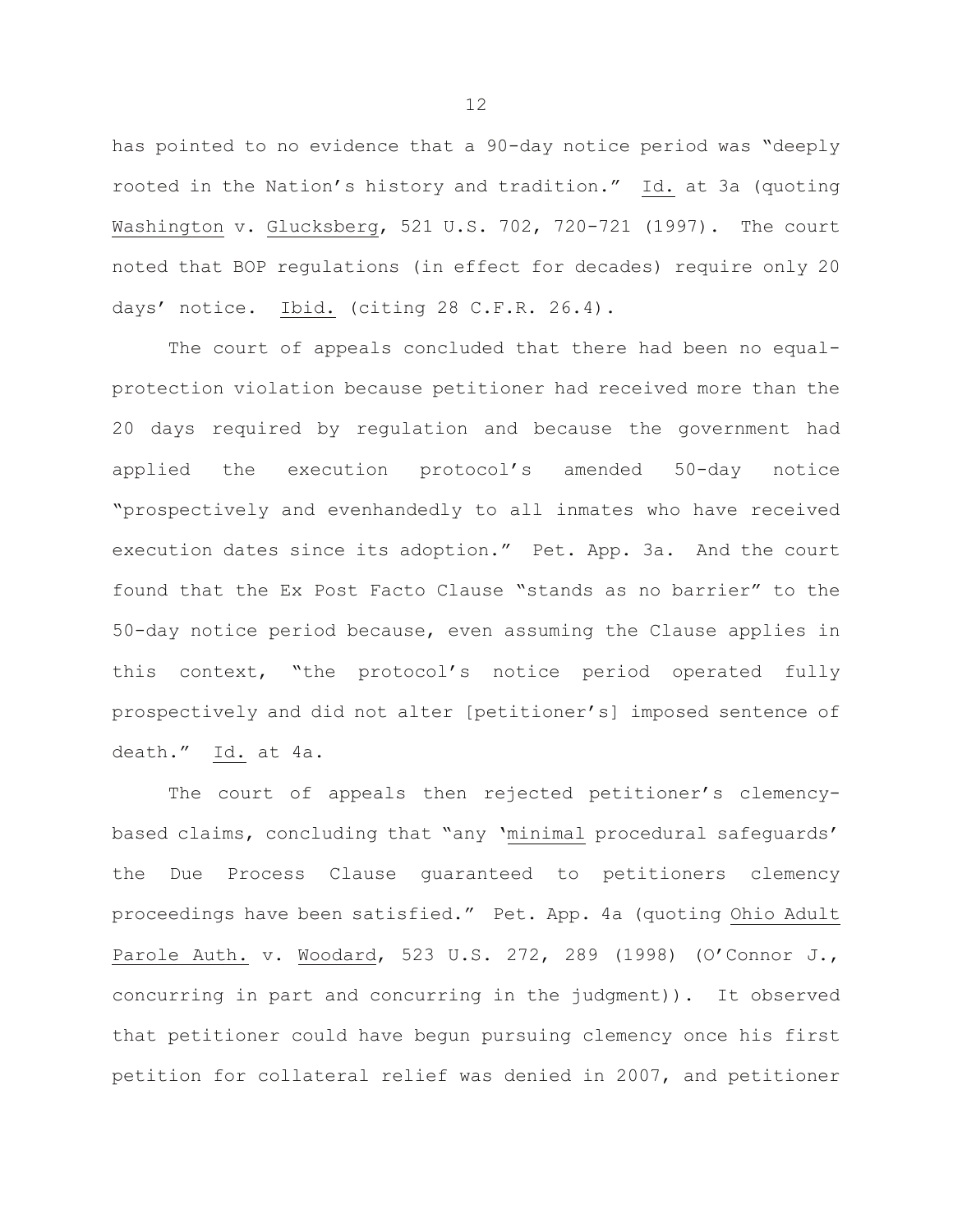has pointed to no evidence that a 90-day notice period was "deeply rooted in the Nation's history and tradition." Id. at 3a (quoting Washington v. Glucksberg, 521 U.S. 702, 720-721 (1997). The court noted that BOP regulations (in effect for decades) require only 20 days' notice. Ibid. (citing 28 C.F.R. 26.4).

The court of appeals concluded that there had been no equal-protection violation because petitioner had received more than the 20 days required by regulation and because the government had applied the execution protocol's amended 50-day notice "prospectively and evenhandedly to all inmates who have received execution dates since its adoption." Pet. App. 3a. And the court found that the Ex Post Facto Clause "stands as no barrier" to the 50-day notice period because, even assuming the Clause applies in this context, "the protocol's notice period operated fully prospectively and did not alter [petitioner's] imposed sentence of death." Id. at 4a.

The court of appeals then rejected petitioner's clemency-based claims, concluding that "any '<u>minimal</u> procedural safeguards' the Due Process Clause guaranteed to petitioners clemency proceedings have been satisfied." Pet. App. 4a (quoting Ohio Adult Parole Auth. v. Woodard, 523 U.S. 272, 289 (1998) (O'Connor J., concurring in part and concurring in the judgment)). It observed that petitioner could have begun pursuing clemency once his first petition for collateral relief was denied in 2007, and petitioner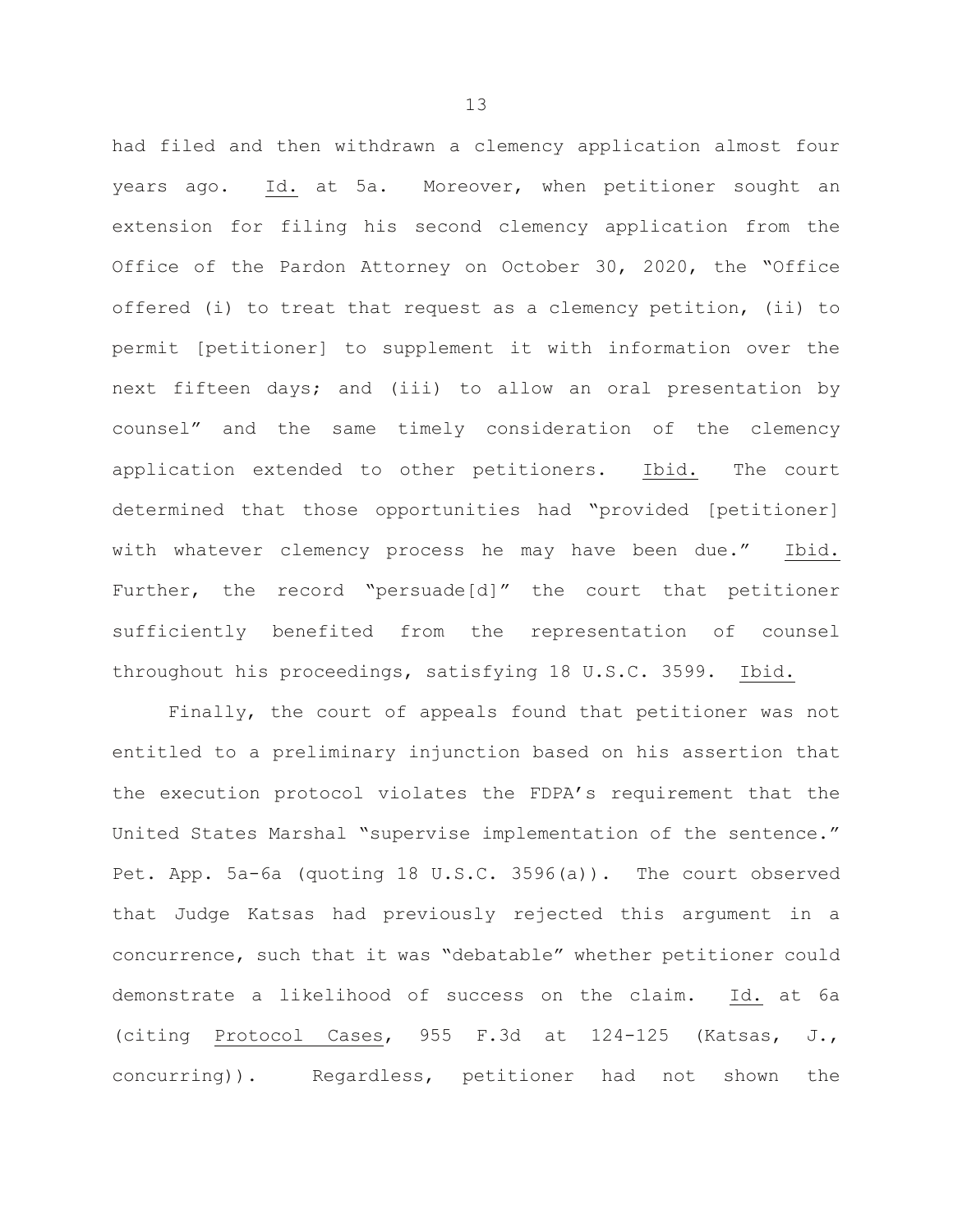had filed and then withdrawn a clemency application almost four years ago. Id. at 5a. Moreover, when petitioner sought an extension for filing his second clemency application from the Office of the Pardon Attorney on October 30, 2020, the "Office offered (i) to treat that request as a clemency petition, (ii) to permit [petitioner] to supplement it with information over the next fifteen days; and (iii) to allow an oral presentation by counsel" and the same timely consideration of the clemency application extended to other petitioners. Ibid. The court determined that those opportunities had "provided [petitioner] with whatever clemency process he may have been due." Ibid. Further, the record "persuade[d]" the court that petitioner sufficiently benefited from the representation of counsel throughout his proceedings, satisfying 18 U.S.C. 3599. Ibid.

Finally, the court of appeals found that petitioner was not entitled to a preliminary injunction based on his assertion that the execution protocol violates the FDPA's requirement that the United States Marshal "supervise implementation of the sentence." Pet. App. 5a-6a (quoting 18 U.S.C. 3596(a)). The court observed that Judge Katsas had previously rejected this argument in a concurrence, such that it was "debatable" whether petitioner could demonstrate a likelihood of success on the claim. Id. at 6a (citing Protocol Cases, 955 F.3d at 124-125 (Katsas, J., concurring)). Regardless, petitioner had not shown the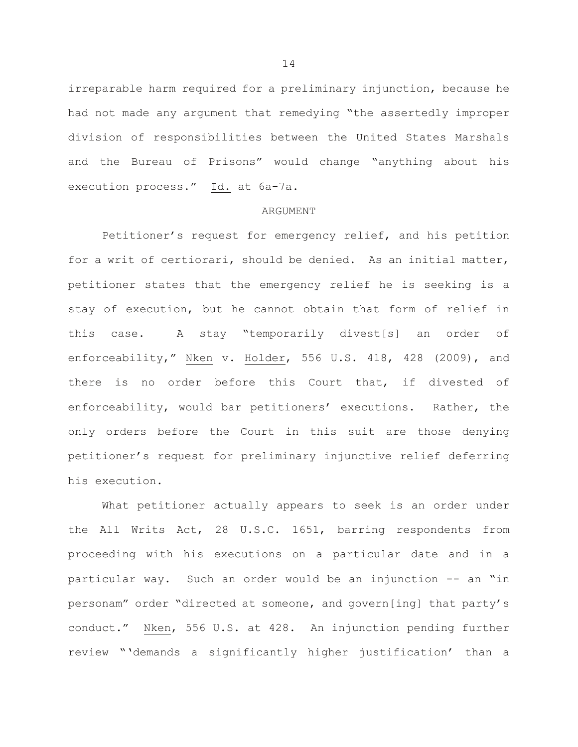irreparable harm required for a preliminary injunction, because he had not made any argument that remedying "the assertedly improper division of responsibilities between the United States Marshals and the Bureau of Prisons" would change "anything about his execution process." Id. at 6a-7a.

## ARGUMENT

Petitioner's request for emergency relief, and his petition for a writ of certiorari, should be denied. As an initial matter, petitioner states that the emergency relief he is seeking is a stay of execution, but he cannot obtain that form of relief in this case. A stay "temporarily divest[s] an order of enforceability," Nken v. Holder, 556 U.S. 418, 428 (2009), and there is no order before this Court that, if divested of enforceability, would bar petitioners' executions. Rather, the only orders before the Court in this suit are those denying petitioner's request for preliminary injunctive relief deferring his execution.

What petitioner actually appears to seek is an order under the All Writs Act, 28 U.S.C. 1651, barring respondents from proceeding with his executions on a particular date and in a particular way. Such an order would be an injunction -- an "in personam" order "directed at someone, and govern[ing] that party's conduct." Nken, 556 U.S. at 428. An injunction pending further review "'demands a significantly higher justification' than a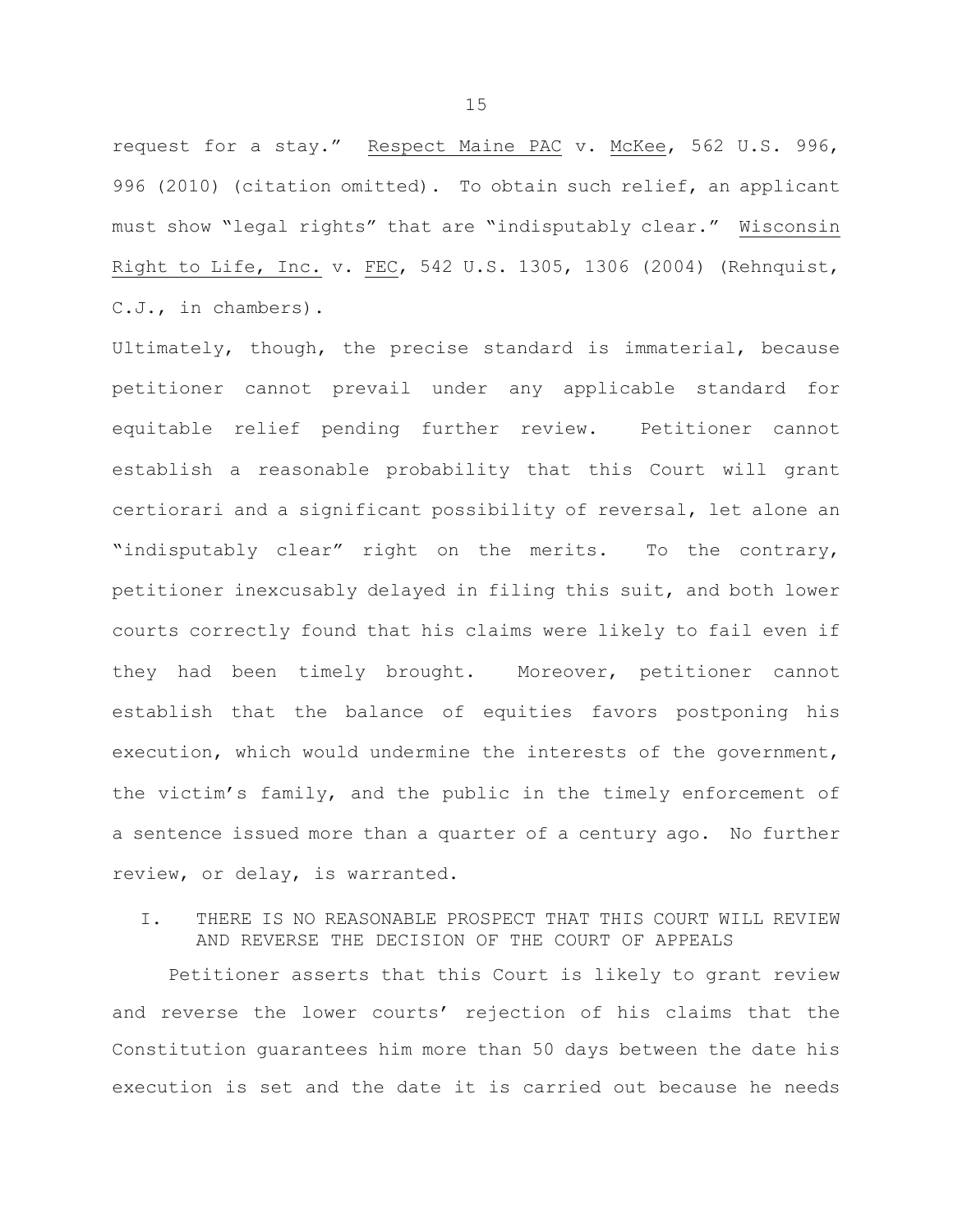request for a stay." Respect Maine PAC v. McKee, 562 U.S. 996, 996 (2010) (citation omitted). To obtain such relief, an applicant must show "legal rights" that are "indisputably clear." Wisconsin Right to Life, Inc. v. FEC, 542 U.S. 1305, 1306 (2004) (Rehnquist, C.J., in chambers).

Ultimately, though, the precise standard is immaterial, because petitioner cannot prevail under any applicable standard for equitable relief pending further review. Petitioner cannot establish a reasonable probability that this Court will grant certiorari and a significant possibility of reversal, let alone an "indisputably clear" right on the merits. To the contrary, petitioner inexcusably delayed in filing this suit, and both lower courts correctly found that his claims were likely to fail even if they had been timely brought. Moreover, petitioner cannot establish that the balance of equities favors postponing his execution, which would undermine the interests of the government, the victim's family, and the public in the timely enforcement of a sentence issued more than a quarter of a century ago. No further review, or delay, is warranted.

## I. THERE IS NO REASONABLE PROSPECT THAT THIS COURT WILL REVIEW AND REVERSE THE DECISION OF THE COURT OF APPEALS

Petitioner asserts that this Court is likely to grant review and reverse the lower courts' rejection of his claims that the Constitution guarantees him more than 50 days between the date his execution is set and the date it is carried out because he needs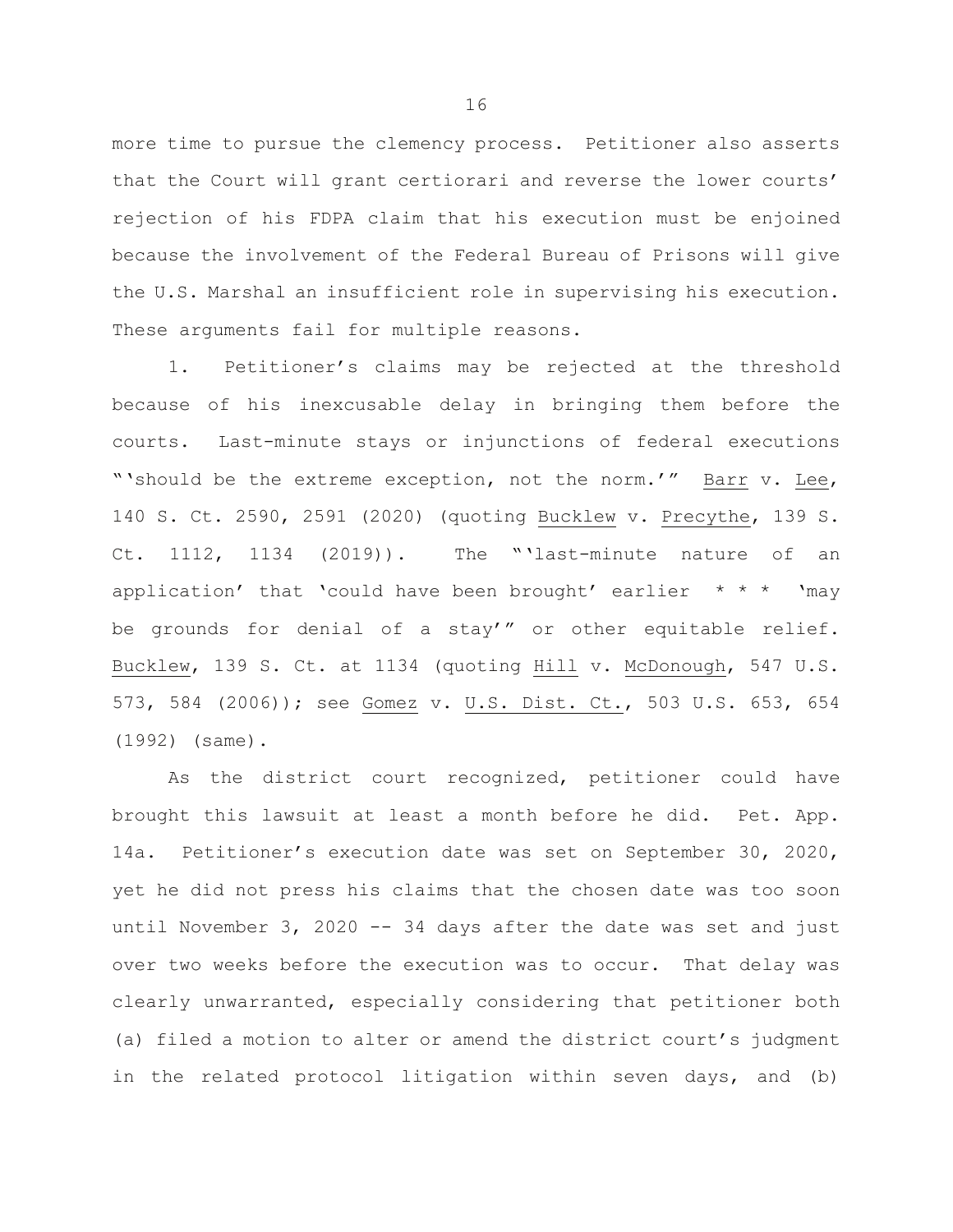more time to pursue the clemency process. Petitioner also asserts that the Court will grant certiorari and reverse the lower courts' rejection of his FDPA claim that his execution must be enjoined because the involvement of the Federal Bureau of Prisons will give the U.S. Marshal an insufficient role in supervising his execution. These arguments fail for multiple reasons.

1. Petitioner's claims may be rejected at the threshold because of his inexcusable delay in bringing them before the courts. Last-minute stays or injunctions of federal executions "'should be the extreme exception, not the norm.'" Barr v. Lee, 140 S. Ct. 2590, 2591 (2020) (quoting Bucklew v. Precythe, 139 S. Ct. 1112, 1134 (2019)). The "'last-minute nature of an application' that 'could have been brought' earlier * * * 'may be grounds for denial of a stay'" or other equitable relief. Bucklew, 139 S. Ct. at 1134 (quoting Hill v. McDonough, 547 U.S. 573, 584 (2006)); see Gomez v. U.S. Dist. Ct., 503 U.S. 653, 654 (1992) (same).

As the district court recognized, petitioner could have brought this lawsuit at least a month before he did. Pet. App. 14a. Petitioner's execution date was set on September 30, 2020, yet he did not press his claims that the chosen date was too soon until November 3, 2020 -- 34 days after the date was set and just over two weeks before the execution was to occur. That delay was clearly unwarranted, especially considering that petitioner both (a) filed a motion to alter or amend the district court's judgment in the related protocol litigation within seven days, and (b)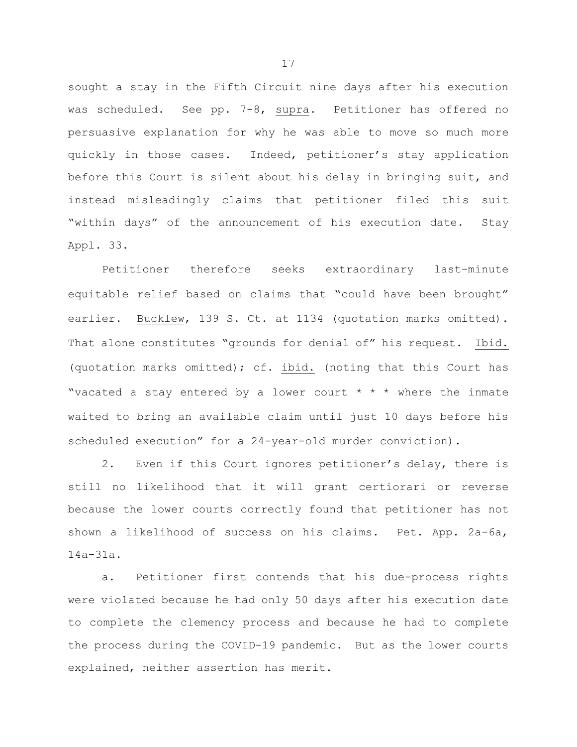sought a stay in the Fifth Circuit nine days after his execution was scheduled. See pp. 7-8, _supra_. Petitioner has offered no persuasive explanation for why he was able to move so much more quickly in those cases. Indeed, petitioner's stay application before this Court is silent about his delay in bringing suit, and instead misleadingly claims that petitioner filed this suit "within days" of the announcement of his execution date. Stay Appl. 33.

Petitioner therefore seeks extraordinary last-minute equitable relief based on claims that "could have been brought" earlier. _Bucklew_, 139 S. Ct. at 1134 (quotation marks omitted). That alone constitutes "grounds for denial of" his request. _Ibid._ (quotation marks omitted); cf. _ibid._ (noting that this Court has "vacated a stay entered by a lower court * * * where the inmate waited to bring an available claim until just 10 days before his scheduled execution" for a 24-year-old murder conviction).

2. Even if this Court ignores petitioner's delay, there is still no likelihood that it will grant certiorari or reverse because the lower courts correctly found that petitioner has not shown a likelihood of success on his claims. Pet. App. 2a-6a, 14a-31a.

a. Petitioner first contends that his due-process rights were violated because he had only 50 days after his execution date to complete the clemency process and because he had to complete the process during the COVID-19 pandemic. But as the lower courts explained, neither assertion has merit.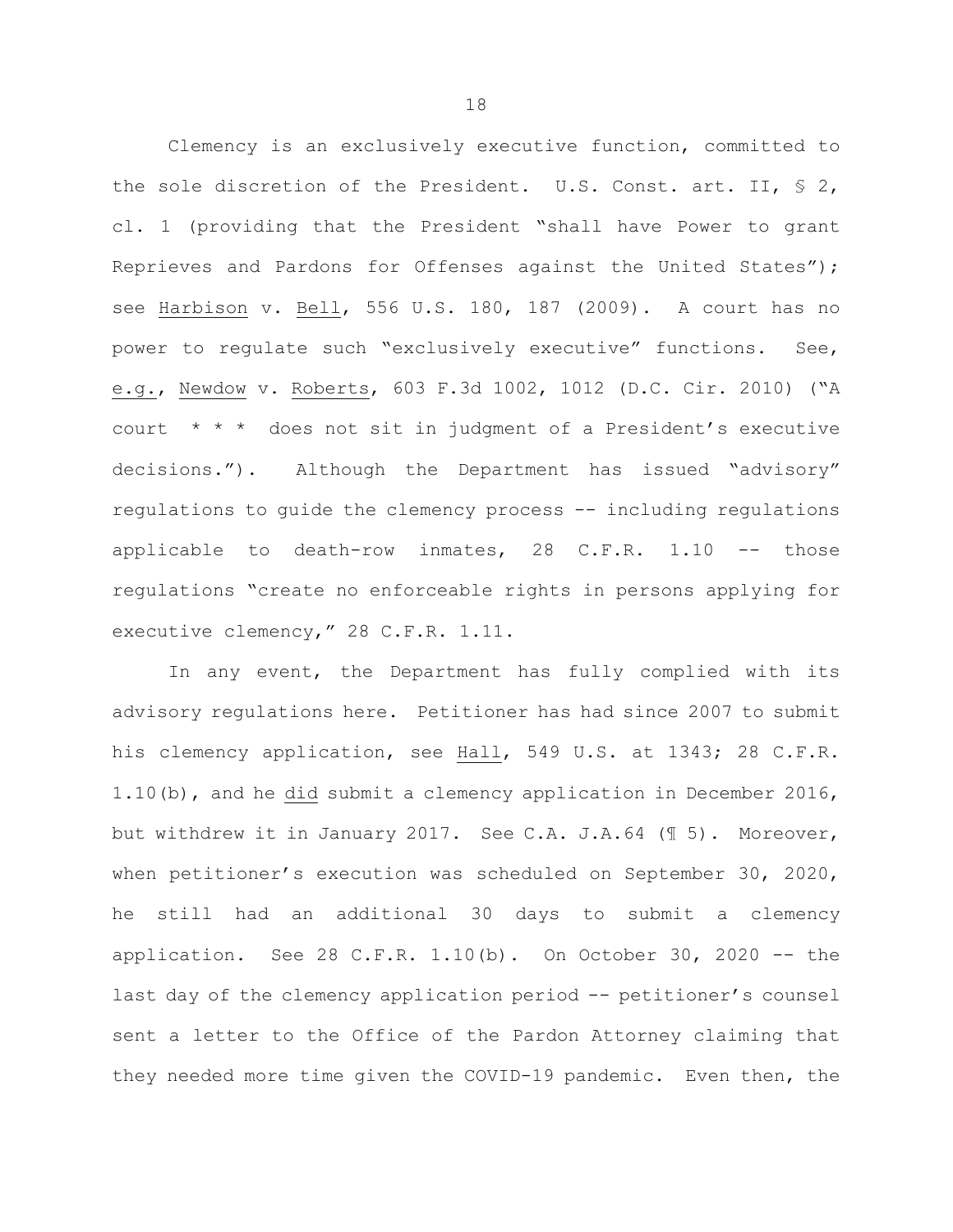Clemency is an exclusively executive function, committed to the sole discretion of the President. U.S. Const. art. II, § 2, cl. 1 (providing that the President "shall have Power to grant Reprieves and Pardons for Offenses against the United States"); see Harbison v. Bell, 556 U.S. 180, 187 (2009). A court has no power to regulate such "exclusively executive" functions. See, e.g., Newdow v. Roberts, 603 F.3d 1002, 1012 (D.C. Cir. 2010) ("A court * * * does not sit in judgment of a President's executive decisions."). Although the Department has issued "advisory" regulations to guide the clemency process -- including regulations applicable to death-row inmates, 28 C.F.R. 1.10 -- those regulations "create no enforceable rights in persons applying for executive clemency," 28 C.F.R. 1.11.

In any event, the Department has fully complied with its advisory regulations here. Petitioner has had since 2007 to submit his clemency application, see Hall, 549 U.S. at 1343; 28 C.F.R. 1.10(b), and he did submit a clemency application in December 2016, but withdrew it in January 2017. See C.A. J.A.64 (¶ 5). Moreover, when petitioner's execution was scheduled on September 30, 2020, he still had an additional 30 days to submit a clemency application. See 28 C.F.R. 1.10(b). On October 30, 2020 -- the last day of the clemency application period -- petitioner's counsel sent a letter to the Office of the Pardon Attorney claiming that they needed more time given the COVID-19 pandemic. Even then, the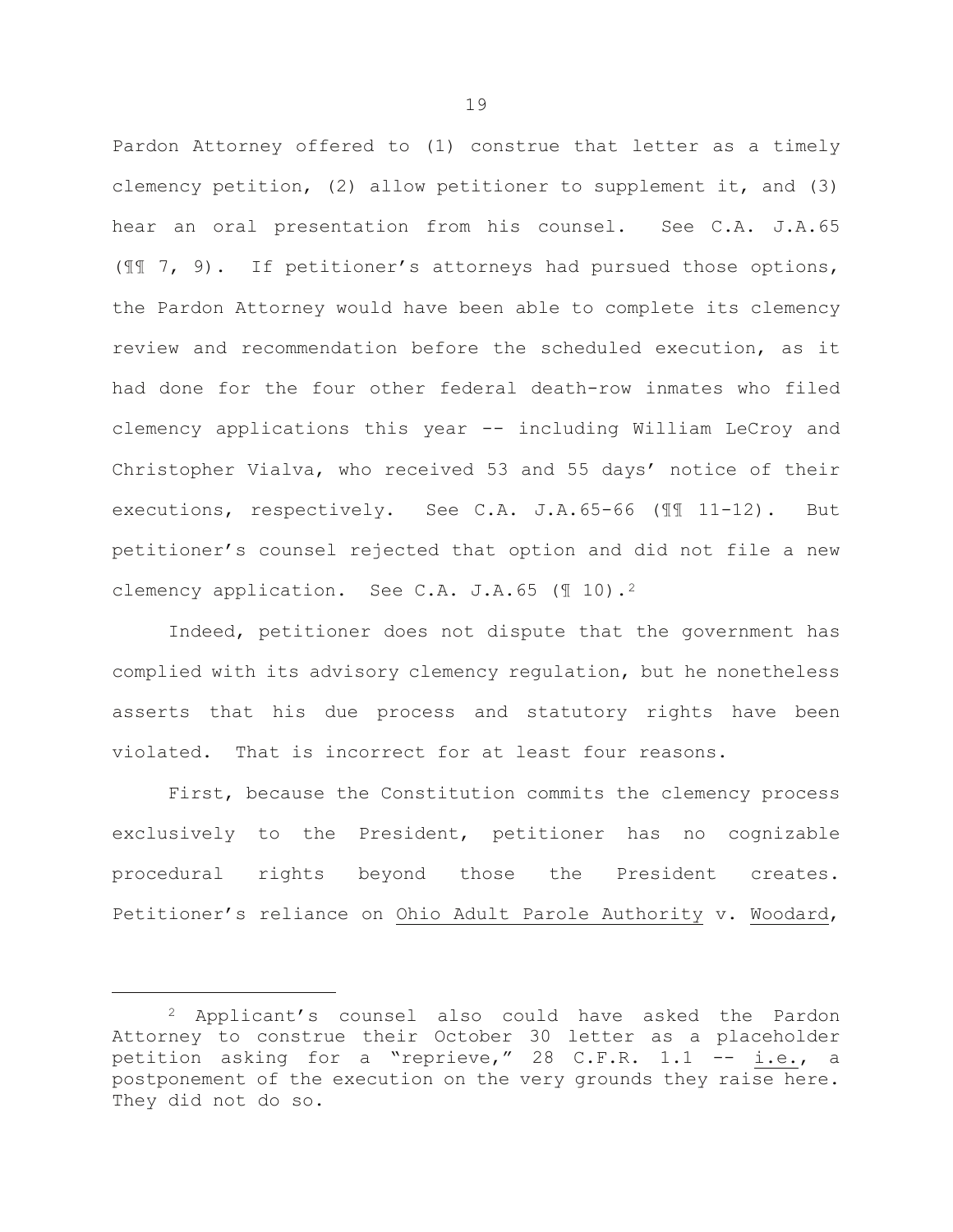Pardon Attorney offered to (1) construe that letter as a timely clemency petition, (2) allow petitioner to supplement it, and (3) hear an oral presentation from his counsel. See C.A. J.A.65 (¶¶ 7, 9). If petitioner's attorneys had pursued those options, the Pardon Attorney would have been able to complete its clemency review and recommendation before the scheduled execution, as it had done for the four other federal death-row inmates who filed clemency applications this year -- including William LeCroy and Christopher Vialva, who received 53 and 55 days' notice of their executions, respectively. See C.A. J.A.65-66 (¶¶ 11-12). But petitioner's counsel rejected that option and did not file a new clemency application. See C.A. J.A.65 (¶ 10).[2]

Indeed, petitioner does not dispute that the government has complied with its advisory clemency regulation, but he nonetheless asserts that his due process and statutory rights have been violated. That is incorrect for at least four reasons.

First, because the Constitution commits the clemency process exclusively to the President, petitioner has no cognizable procedural rights beyond those the President creates. Petitioner's reliance on Ohio Adult Parole Authority v. Woodard,

---

[2] Applicant's counsel also could have asked the Pardon Attorney to construe their October 30 letter as a placeholder petition asking for a "reprieve," 28 C.F.R. 1.1 -- i.e., a postponement of the execution on the very grounds they raise here. They did not do so.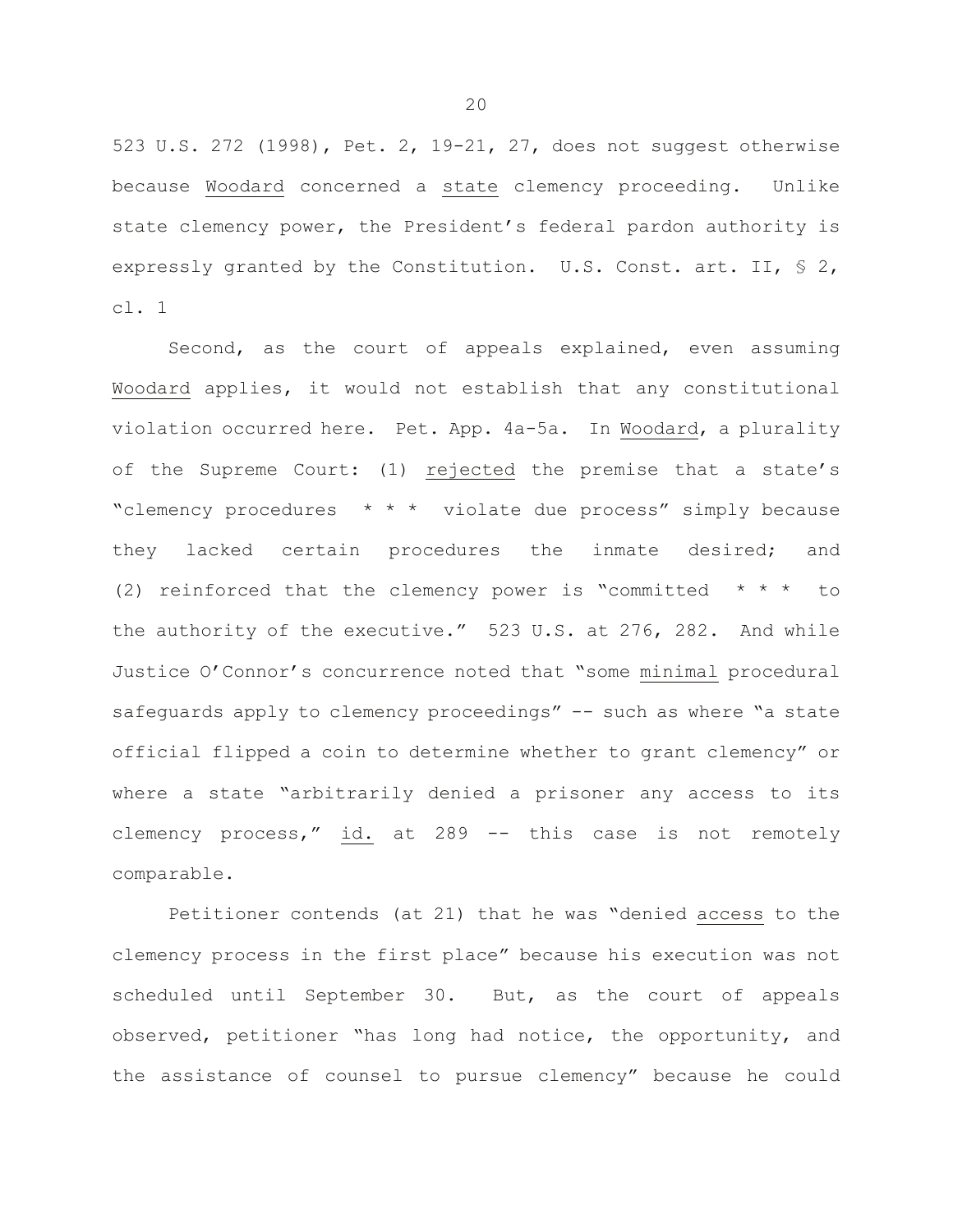523 U.S. 272 (1998), Pet. 2, 19-21, 27, does not suggest otherwise because _Woodard_ concerned a _state_ clemency proceeding. Unlike state clemency power, the President's federal pardon authority is expressly granted by the Constitution. U.S. Const. art. II, § 2, cl. 1

Second, as the court of appeals explained, even assuming _Woodard_ applies, it would not establish that any constitutional violation occurred here. Pet. App. 4a-5a. In _Woodard_, a plurality of the Supreme Court: (1) _rejected_ the premise that a state's "clemency procedures * * * violate due process" simply because they lacked certain procedures the inmate desired; and (2) reinforced that the clemency power is "committed * * * to the authority of the executive." 523 U.S. at 276, 282. And while Justice O'Connor's concurrence noted that "some _minimal_ procedural safeguards apply to clemency proceedings" -- such as where "a state official flipped a coin to determine whether to grant clemency" or where a state "arbitrarily denied a prisoner any access to its clemency process," _id._ at 289 -- this case is not remotely comparable.

Petitioner contends (at 21) that he was "denied _access_ to the clemency process in the first place" because his execution was not scheduled until September 30. But, as the court of appeals observed, petitioner "has long had notice, the opportunity, and the assistance of counsel to pursue clemency" because he could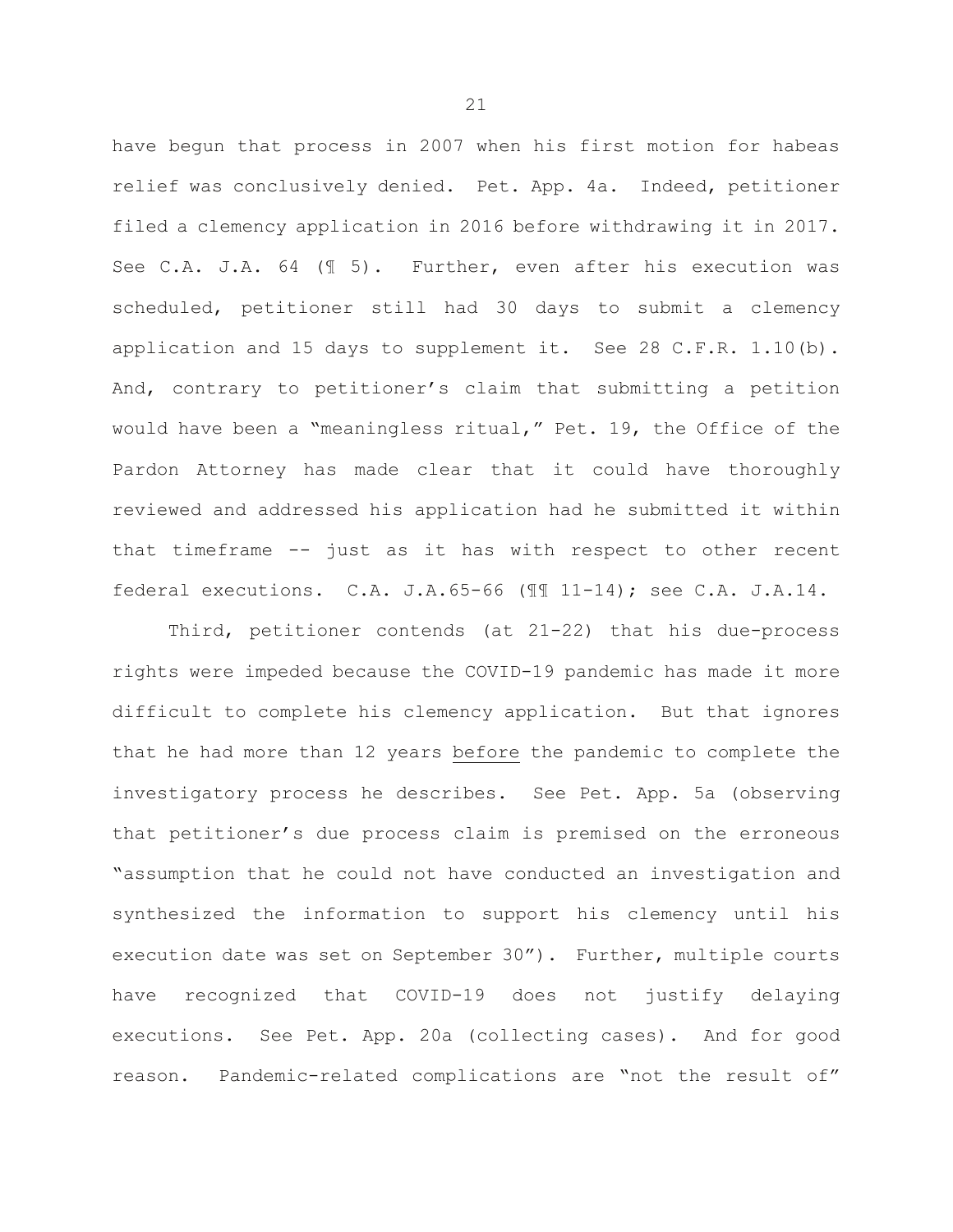have begun that process in 2007 when his first motion for habeas relief was conclusively denied. Pet. App. 4a. Indeed, petitioner filed a clemency application in 2016 before withdrawing it in 2017. See C.A. J.A. 64 (¶ 5). Further, even after his execution was scheduled, petitioner still had 30 days to submit a clemency application and 15 days to supplement it. See 28 C.F.R. 1.10(b). And, contrary to petitioner's claim that submitting a petition would have been a "meaningless ritual," Pet. 19, the Office of the Pardon Attorney has made clear that it could have thoroughly reviewed and addressed his application had he submitted it within that timeframe -- just as it has with respect to other recent federal executions. C.A. J.A.65-66 (¶¶ 11-14); see C.A. J.A.14.

Third, petitioner contends (at 21-22) that his due-process rights were impeded because the COVID-19 pandemic has made it more difficult to complete his clemency application. But that ignores that he had more than 12 years <u>before</u> the pandemic to complete the investigatory process he describes. See Pet. App. 5a (observing that petitioner's due process claim is premised on the erroneous "assumption that he could not have conducted an investigation and synthesized the information to support his clemency until his execution date was set on September 30"). Further, multiple courts have recognized that COVID-19 does not justify delaying executions. See Pet. App. 20a (collecting cases). And for good reason. Pandemic-related complications are "not the result of"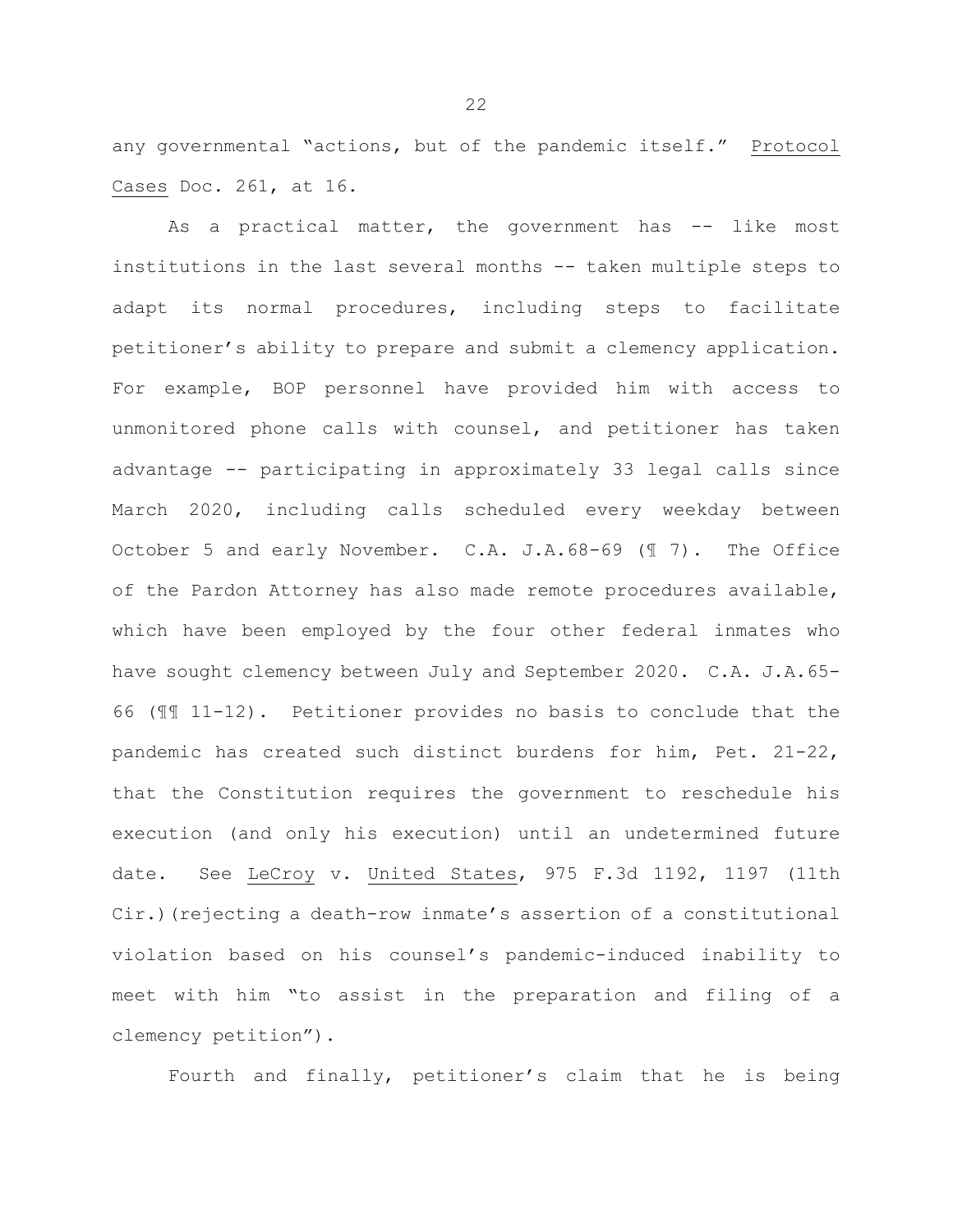any governmental "actions, but of the pandemic itself." Protocol Cases Doc. 261, at 16.

As a practical matter, the government has -- like most institutions in the last several months -- taken multiple steps to adapt its normal procedures, including steps to facilitate petitioner's ability to prepare and submit a clemency application. For example, BOP personnel have provided him with access to unmonitored phone calls with counsel, and petitioner has taken advantage -- participating in approximately 33 legal calls since March 2020, including calls scheduled every weekday between October 5 and early November. C.A. J.A.68-69 (¶ 7). The Office of the Pardon Attorney has also made remote procedures available, which have been employed by the four other federal inmates who have sought clemency between July and September 2020. C.A. J.A.65-66 (¶¶ 11-12). Petitioner provides no basis to conclude that the pandemic has created such distinct burdens for him, Pet. 21-22, that the Constitution requires the government to reschedule his execution (and only his execution) until an undetermined future date. See LeCroy v. United States, 975 F.3d 1192, 1197 (11th Cir.)(rejecting a death-row inmate's assertion of a constitutional violation based on his counsel's pandemic-induced inability to meet with him "to assist in the preparation and filing of a clemency petition").

Fourth and finally, petitioner's claim that he is being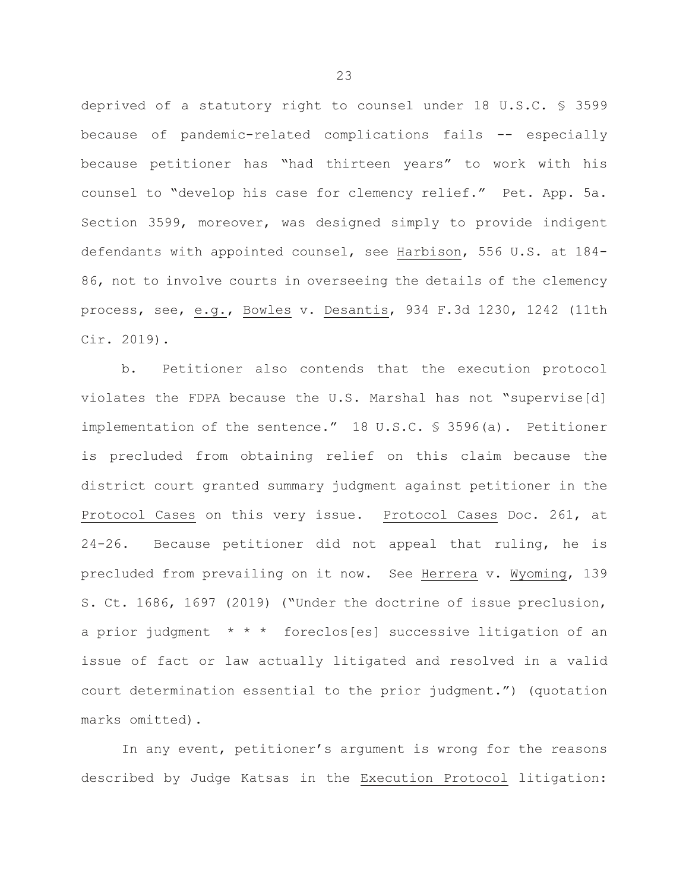deprived of a statutory right to counsel under 18 U.S.C. § 3599 because of pandemic-related complications fails -- especially because petitioner has "had thirteen years" to work with his counsel to "develop his case for clemency relief." Pet. App. 5a. Section 3599, moreover, was designed simply to provide indigent defendants with appointed counsel, see Harbison, 556 U.S. at 184-86, not to involve courts in overseeing the details of the clemency process, see, e.g., Bowles v. Desantis, 934 F.3d 1230, 1242 (11th Cir. 2019).

b. Petitioner also contends that the execution protocol violates the FDPA because the U.S. Marshal has not "supervise[d] implementation of the sentence." 18 U.S.C. § 3596(a). Petitioner is precluded from obtaining relief on this claim because the district court granted summary judgment against petitioner in the Protocol Cases on this very issue. Protocol Cases Doc. 261, at 24-26. Because petitioner did not appeal that ruling, he is precluded from prevailing on it now. See Herrera v. Wyoming, 139 S. Ct. 1686, 1697 (2019) ("Under the doctrine of issue preclusion, a prior judgment * * * foreclos[es] successive litigation of an issue of fact or law actually litigated and resolved in a valid court determination essential to the prior judgment.") (quotation marks omitted).

In any event, petitioner's argument is wrong for the reasons described by Judge Katsas in the Execution Protocol litigation: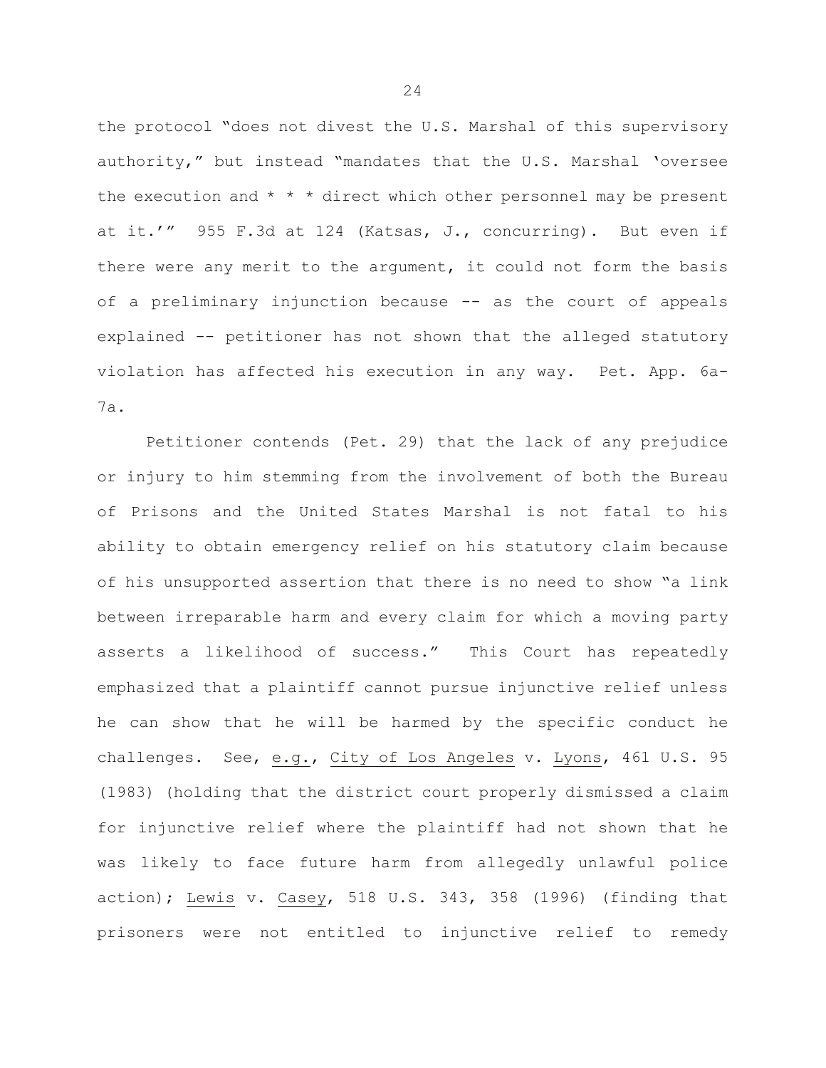the protocol "does not divest the U.S. Marshal of this supervisory authority," but instead "mandates that the U.S. Marshal 'oversee the execution and * * * direct which other personnel may be present at it.'" 955 F.3d at 124 (Katsas, J., concurring). But even if there were any merit to the argument, it could not form the basis of a preliminary injunction because -- as the court of appeals explained -- petitioner has not shown that the alleged statutory violation has affected his execution in any way. Pet. App. 6a-7a.

Petitioner contends (Pet. 29) that the lack of any prejudice or injury to him stemming from the involvement of both the Bureau of Prisons and the United States Marshal is not fatal to his ability to obtain emergency relief on his statutory claim because of his unsupported assertion that there is no need to show "a link between irreparable harm and every claim for which a moving party asserts a likelihood of success." This Court has repeatedly emphasized that a plaintiff cannot pursue injunctive relief unless he can show that he will be harmed by the specific conduct he challenges. See, e.g., City of Los Angeles v. Lyons, 461 U.S. 95 (1983) (holding that the district court properly dismissed a claim for injunctive relief where the plaintiff had not shown that he was likely to face future harm from allegedly unlawful police action); Lewis v. Casey, 518 U.S. 343, 358 (1996) (finding that prisoners were not entitled to injunctive relief to remedy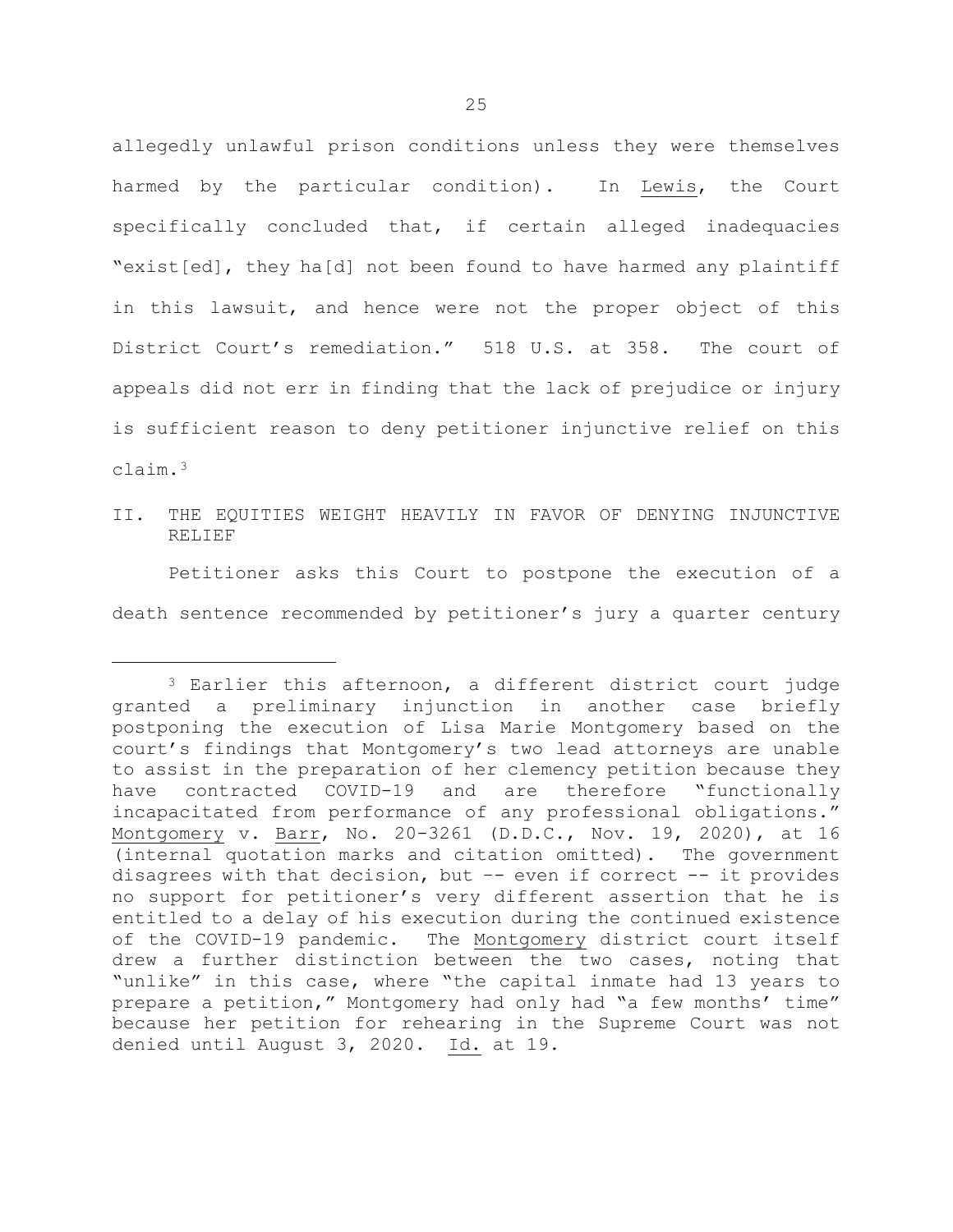allegedly unlawful prison conditions unless they were themselves harmed by the particular condition). In Lewis, the Court specifically concluded that, if certain alleged inadequacies "exist[ed], they ha[d] not been found to have harmed any plaintiff in this lawsuit, and hence were not the proper object of this District Court's remediation." 518 U.S. at 358. The court of appeals did not err in finding that the lack of prejudice or injury is sufficient reason to deny petitioner injunctive relief on this claim.[3]

## II. THE EQUITIES WEIGHT HEAVILY IN FAVOR OF DENYING INJUNCTIVE RELIEF

Petitioner asks this Court to postpone the execution of a death sentence recommended by petitioner's jury a quarter century

---

[3] Earlier this afternoon, a different district court judge granted a preliminary injunction in another case briefly postponing the execution of Lisa Marie Montgomery based on the court's findings that Montgomery's two lead attorneys are unable to assist in the preparation of her clemency petition because they have contracted COVID-19 and are therefore "functionally incapacitated from performance of any professional obligations." Montgomery v. Barr, No. 20-3261 (D.D.C., Nov. 19, 2020), at 16 (internal quotation marks and citation omitted). The government disagrees with that decision, but -- even if correct -- it provides no support for petitioner's very different assertion that he is entitled to a delay of his execution during the continued existence of the COVID-19 pandemic. The Montgomery district court itself drew a further distinction between the two cases, noting that "unlike" in this case, where "the capital inmate had 13 years to prepare a petition," Montgomery had only had "a few months' time" because her petition for rehearing in the Supreme Court was not denied until August 3, 2020. Id. at 19.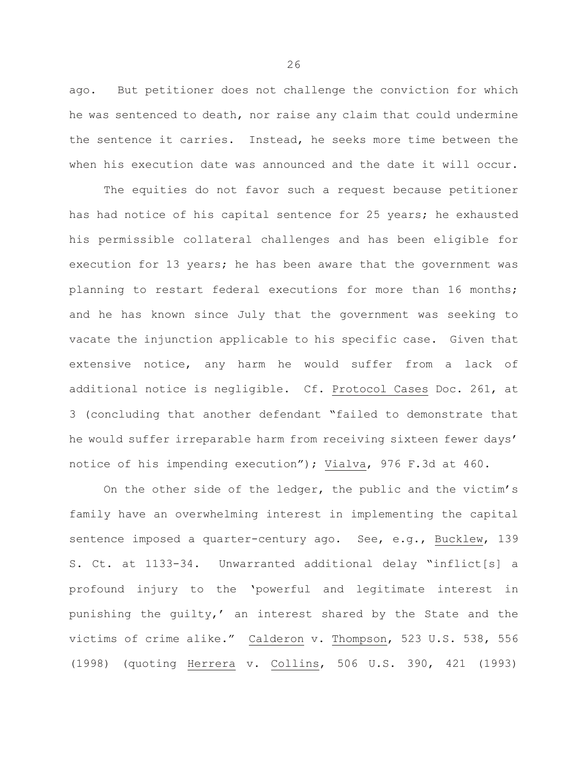ago. But petitioner does not challenge the conviction for which he was sentenced to death, nor raise any claim that could undermine the sentence it carries. Instead, he seeks more time between the when his execution date was announced and the date it will occur.

The equities do not favor such a request because petitioner has had notice of his capital sentence for 25 years; he exhausted his permissible collateral challenges and has been eligible for execution for 13 years; he has been aware that the government was planning to restart federal executions for more than 16 months; and he has known since July that the government was seeking to vacate the injunction applicable to his specific case. Given that extensive notice, any harm he would suffer from a lack of additional notice is negligible. Cf. Protocol Cases Doc. 261, at 3 (concluding that another defendant "failed to demonstrate that he would suffer irreparable harm from receiving sixteen fewer days' notice of his impending execution"); Vialva, 976 F.3d at 460.

On the other side of the ledger, the public and the victim's family have an overwhelming interest in implementing the capital sentence imposed a quarter-century ago. See, e.g., Bucklew, 139 S. Ct. at 1133-34. Unwarranted additional delay "inflict[s] a profound injury to the 'powerful and legitimate interest in punishing the guilty,' an interest shared by the State and the victims of crime alike." Calderon v. Thompson, 523 U.S. 538, 556 (1998) (quoting Herrera v. Collins, 506 U.S. 390, 421 (1993)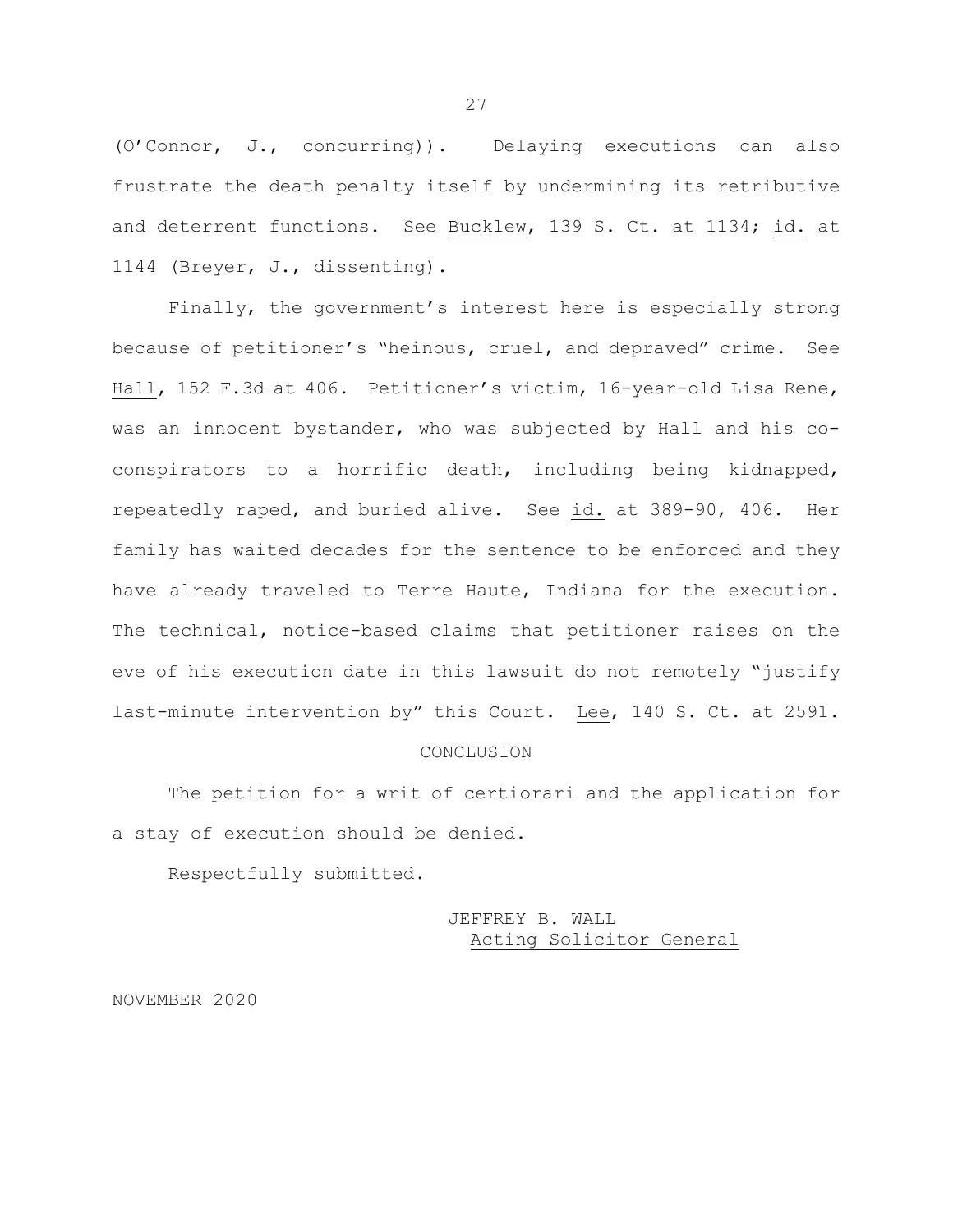(O'Connor, J., concurring)). Delaying executions can also frustrate the death penalty itself by undermining its retributive and deterrent functions. See Bucklew, 139 S. Ct. at 1134; id. at 1144 (Breyer, J., dissenting).

Finally, the government's interest here is especially strong because of petitioner's "heinous, cruel, and depraved" crime. See Hall, 152 F.3d at 406. Petitioner's victim, 16-year-old Lisa Rene, was an innocent bystander, who was subjected by Hall and his co-conspirators to a horrific death, including being kidnapped, repeatedly raped, and buried alive. See id. at 389-90, 406. Her family has waited decades for the sentence to be enforced and they have already traveled to Terre Haute, Indiana for the execution. The technical, notice-based claims that petitioner raises on the eve of his execution date in this lawsuit do not remotely "justify last-minute intervention by" this Court. Lee, 140 S. Ct. at 2591.

## CONCLUSION

The petition for a writ of certiorari and the application for a stay of execution should be denied.

Respectfully submitted.

JEFFREY B. WALL
Acting Solicitor General

NOVEMBER 2020